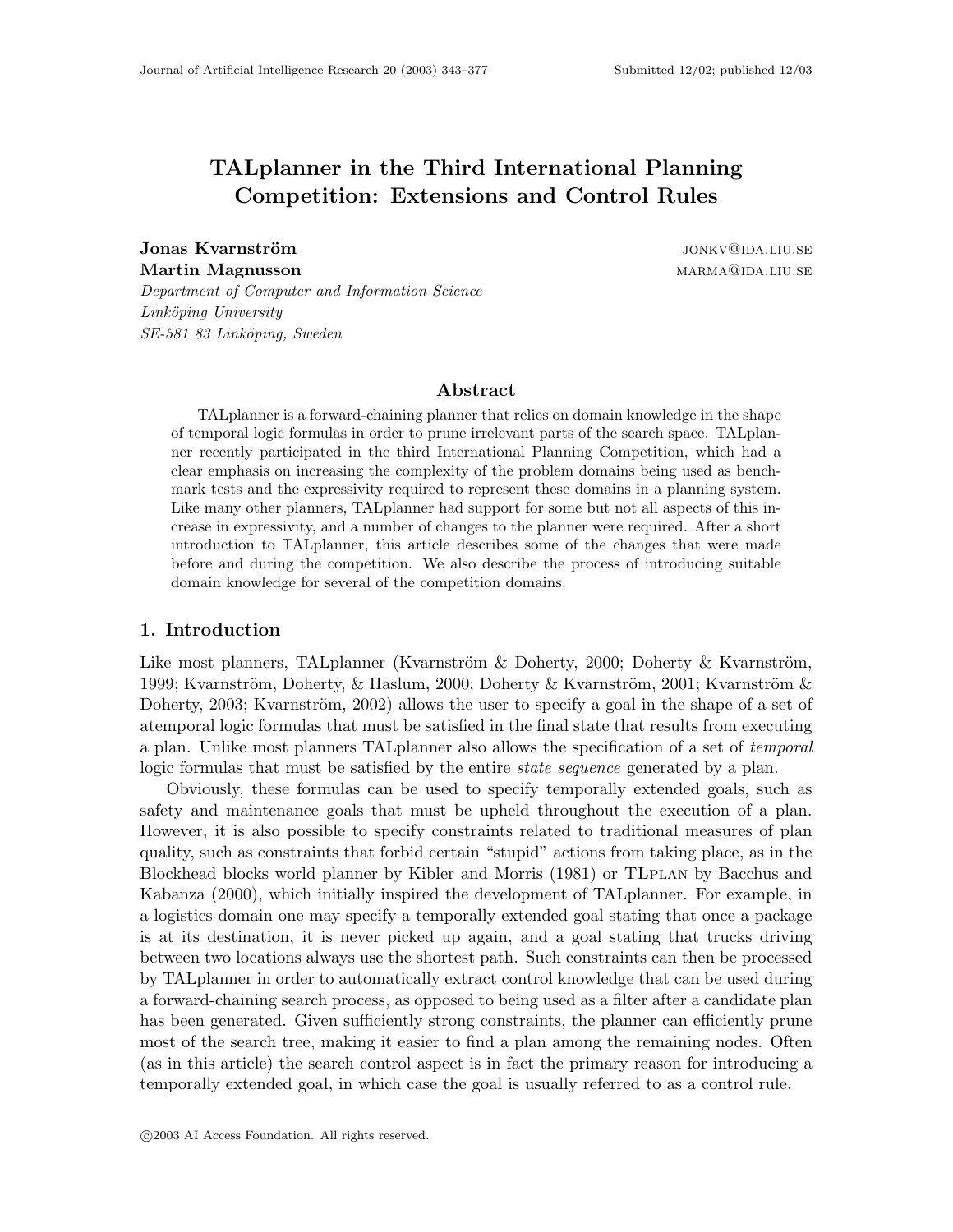# TALplanner in the Third International Planning Competition: Extensions and Control Rules

**Jonas Kvarnström** JONKV@IDA.LIU.SE
**Martin Magnusson** MARMA@IDA.LIU.SE
*Department of Computer and Information Science*
*Linköping University*
*SE-581 83 Linköping, Sweden*

## Abstract

TALplanner is a forward-chaining planner that relies on domain knowledge in the shape of temporal logic formulas in order to prune irrelevant parts of the search space. TALplanner recently participated in the third International Planning Competition, which had a clear emphasis on increasing the complexity of the problem domains being used as benchmark tests and the expressivity required to represent these domains in a planning system. Like many other planners, TALplanner had support for some but not all aspects of this increase in expressivity, and a number of changes to the planner were required. After a short introduction to TALplanner, this article describes some of the changes that were made before and during the competition. We also describe the process of introducing suitable domain knowledge for several of the competition domains.

## 1. Introduction

Like most planners, TALplanner (Kvarnström & Doherty, 2000; Doherty & Kvarnström, 1999; Kvarnström, Doherty, & Haslum, 2000; Doherty & Kvarnström, 2001; Kvarnström & Doherty, 2003; Kvarnström, 2002) allows the user to specify a goal in the shape of a set of atemporal logic formulas that must be satisfied in the final state that results from executing a plan. Unlike most planners TALplanner also allows the specification of a set of *temporal* logic formulas that must be satisfied by the entire *state sequence* generated by a plan.

Obviously, these formulas can be used to specify temporally extended goals, such as safety and maintenance goals that must be upheld throughout the execution of a plan. However, it is also possible to specify constraints related to traditional measures of plan quality, such as constraints that forbid certain "stupid" actions from taking place, as in the Blockhead blocks world planner by Kibler and Morris (1981) or TLPLAN by Bacchus and Kabanza (2000), which initially inspired the development of TALplanner. For example, in a logistics domain one may specify a temporally extended goal stating that once a package is at its destination, it is never picked up again, and a goal stating that trucks driving between two locations always use the shortest path. Such constraints can then be processed by TALplanner in order to automatically extract control knowledge that can be used during a forward-chaining search process, as opposed to being used as a filter after a candidate plan has been generated. Given sufficiently strong constraints, the planner can efficiently prune most of the search tree, making it easier to find a plan among the remaining nodes. Often (as in this article) the search control aspect is in fact the primary reason for introducing a temporally extended goal, in which case the goal is usually referred to as a control rule.

©2003 AI Access Foundation. All rights reserved.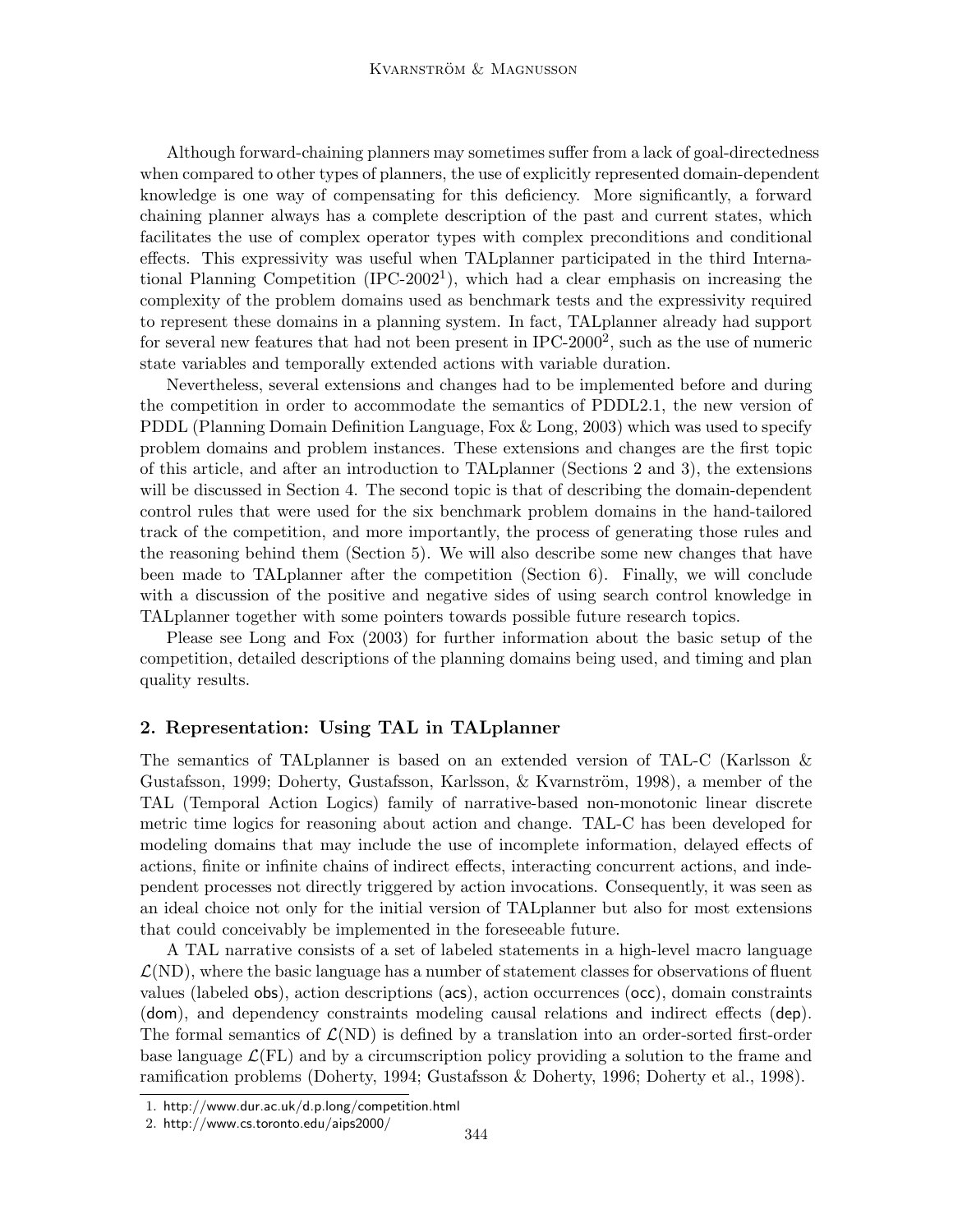Although forward-chaining planners may sometimes suffer from a lack of goal-directedness when compared to other types of planners, the use of explicitly represented domain-dependent knowledge is one way of compensating for this deficiency. More significantly, a forward chaining planner always has a complete description of the past and current states, which facilitates the use of complex operator types with complex preconditions and conditional effects. This expressivity was useful when TALplanner participated in the third International Planning Competition (IPC-2002[1]), which had a clear emphasis on increasing the complexity of the problem domains used as benchmark tests and the expressivity required to represent these domains in a planning system. In fact, TALplanner already had support for several new features that had not been present in IPC-2000[2], such as the use of numeric state variables and temporally extended actions with variable duration.

Nevertheless, several extensions and changes had to be implemented before and during the competition in order to accommodate the semantics of PDDL2.1, the new version of PDDL (Planning Domain Definition Language, Fox & Long, 2003) which was used to specify problem domains and problem instances. These extensions and changes are the first topic of this article, and after an introduction to TALplanner (Sections 2 and 3), the extensions will be discussed in Section 4. The second topic is that of describing the domain-dependent control rules that were used for the six benchmark problem domains in the hand-tailored track of the competition, and more importantly, the process of generating those rules and the reasoning behind them (Section 5). We will also describe some new changes that have been made to TALplanner after the competition (Section 6). Finally, we will conclude with a discussion of the positive and negative sides of using search control knowledge in TALplanner together with some pointers towards possible future research topics.

Please see Long and Fox (2003) for further information about the basic setup of the competition, detailed descriptions of the planning domains being used, and timing and plan quality results.

## 2. Representation: Using TAL in TALplanner

The semantics of TALplanner is based on an extended version of TAL-C (Karlsson & Gustafsson, 1999; Doherty, Gustafsson, Karlsson, & Kvarnström, 1998), a member of the TAL (Temporal Action Logics) family of narrative-based non-monotonic linear discrete metric time logics for reasoning about action and change. TAL-C has been developed for modeling domains that may include the use of incomplete information, delayed effects of actions, finite or infinite chains of indirect effects, interacting concurrent actions, and independent processes not directly triggered by action invocations. Consequently, it was seen as an ideal choice not only for the initial version of TALplanner but also for most extensions that could conceivably be implemented in the foreseeable future.

A TAL narrative consists of a set of labeled statements in a high-level macro language $\mathcal{L}(\mathrm{ND})$, where the basic language has a number of statement classes for observations of fluent values (labeled obs), action descriptions (acs), action occurrences (occ), domain constraints (dom), and dependency constraints modeling causal relations and indirect effects (dep). The formal semantics of $\mathcal{L}(\mathrm{ND})$ is defined by a translation into an order-sorted first-order base language $\mathcal{L}(\mathrm{FL})$ and by a circumscription policy providing a solution to the frame and ramification problems (Doherty, 1994; Gustafsson & Doherty, 1996; Doherty et al., 1998).

1. http://www.dur.ac.uk/d.p.long/competition.html
2. http://www.cs.toronto.edu/aips2000/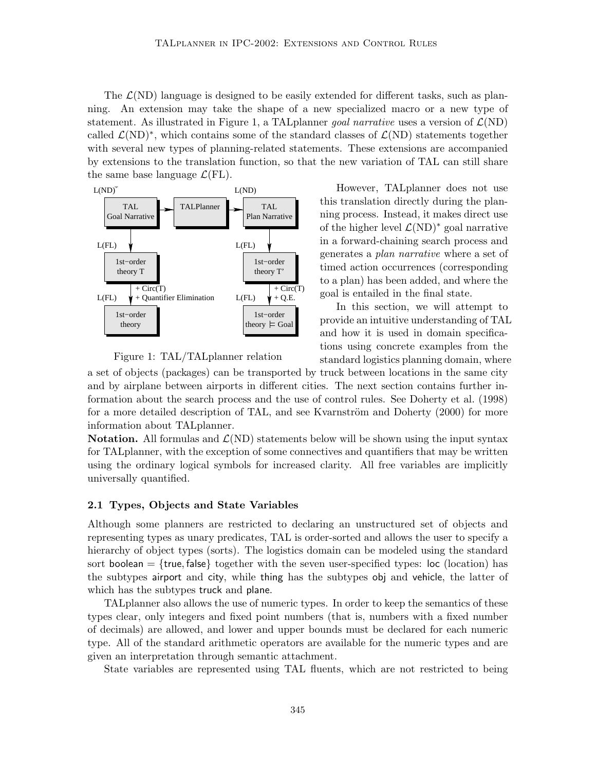The $\mathcal{L}$(ND) language is designed to be easily extended for different tasks, such as planning. An extension may take the shape of a new specialized macro or a new type of statement. As illustrated in Figure 1, a TALplanner *goal narrative* uses a version of $\mathcal{L}$(ND) called $\mathcal{L}(\text{ND})^*$, which contains some of the standard classes of $\mathcal{L}$(ND) statements together with several new types of planning-related statements. These extensions are accompanied by extensions to the translation function, so that the new variation of TAL can still share the same base language $\mathcal{L}$(FL).

Figure 1: TAL/TALplanner relation

However, TALplanner does not use this translation directly during the planning process. Instead, it makes direct use of the higher level $\mathcal{L}(\text{ND})^*$ goal narrative in a forward-chaining search process and generates a *plan narrative* where a set of timed action occurrences (corresponding to a plan) has been added, and where the goal is entailed in the final state.

In this section, we will attempt to provide an intuitive understanding of TAL and how it is used in domain specifications using concrete examples from the standard logistics planning domain, where a set of objects (packages) can be transported by truck between locations in the same city and by airplane between airports in different cities. The next section contains further information about the search process and the use of control rules. See Doherty et al. (1998) for a more detailed description of TAL, and see Kvarnström and Doherty (2000) for more information about TALplanner.

**Notation.** All formulas and $\mathcal{L}$(ND) statements below will be shown using the input syntax for TALplanner, with the exception of some connectives and quantifiers that may be written using the ordinary logical symbols for increased clarity. All free variables are implicitly universally quantified.

### 2.1 Types, Objects and State Variables

Although some planners are restricted to declaring an unstructured set of objects and representing types as unary predicates, TAL is order-sorted and allows the user to specify a hierarchy of object types (sorts). The logistics domain can be modeled using the standard sort $\mathsf{boolean} = \{\mathsf{true}, \mathsf{false}\}$ together with the seven user-specified types: $\mathsf{loc}$ (location) has the subtypes $\mathsf{airport}$ and $\mathsf{city}$, while $\mathsf{thing}$ has the subtypes $\mathsf{obj}$ and $\mathsf{vehicle}$, the latter of which has the subtypes $\mathsf{truck}$ and $\mathsf{plane}$.

TALplanner also allows the use of numeric types. In order to keep the semantics of these types clear, only integers and fixed point numbers (that is, numbers with a fixed number of decimals) are allowed, and lower and upper bounds must be declared for each numeric type. All of the standard arithmetic operators are available for the numeric types and are given an interpretation through semantic attachment.

State variables are represented using TAL fluents, which are not restricted to being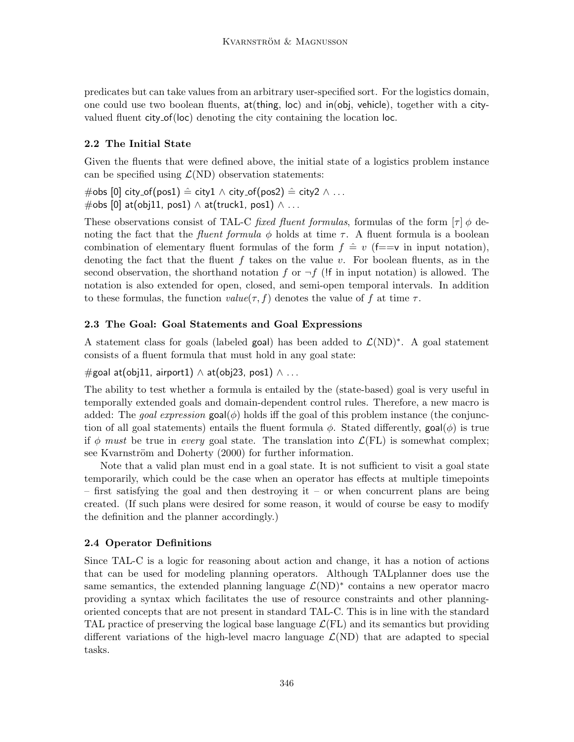predicates but can take values from an arbitrary user-specified sort. For the logistics domain, one could use two boolean fluents, at(thing, loc) and in(obj, vehicle), together with a city-valued fluent city_of(loc) denoting the city containing the location loc.

### 2.2 The Initial State

Given the fluents that were defined above, the initial state of a logistics problem instance can be specified using $\mathcal{L}(\text{ND})$ observation statements:

#obs [0] city_of(pos1) $\hat{=}$ city1 $\wedge$ city_of(pos2) $\hat{=}$ city2 $\wedge \ldots$
#obs [0] at(obj11, pos1) $\wedge$ at(truck1, pos1) $\wedge \ldots$

These observations consist of TAL-C *fixed fluent formulas*, formulas of the form $[\tau]\, \phi$ denoting the fact that the *fluent formula* $\phi$ holds at time $\tau$. A fluent formula is a boolean combination of elementary fluent formulas of the form $f \mathrel{\hat{=}} v$ (f==v in input notation), denoting the fact that the fluent $f$ takes on the value $v$. For boolean fluents, as in the second observation, the shorthand notation $f$ or $\neg f$ (!f in input notation) is allowed. The notation is also extended for open, closed, and semi-open temporal intervals. In addition to these formulas, the function $value(\tau, f)$ denotes the value of $f$ at time $\tau$.

### 2.3 The Goal: Goal Statements and Goal Expressions

A statement class for goals (labeled goal) has been added to $\mathcal{L}(\text{ND})^*$. A goal statement consists of a fluent formula that must hold in any goal state:

#goal at(obj11, airport1) $\wedge$ at(obj23, pos1) $\wedge \ldots$

The ability to test whether a formula is entailed by the (state-based) goal is very useful in temporally extended goals and domain-dependent control rules. Therefore, a new macro is added: The *goal expression* goal($\phi$) holds iff the goal of this problem instance (the conjunction of all goal statements) entails the fluent formula $\phi$. Stated differently, goal($\phi$) is true if $\phi$ *must* be true in *every* goal state. The translation into $\mathcal{L}(\text{FL})$ is somewhat complex; see Kvarnström and Doherty (2000) for further information.

Note that a valid plan must end in a goal state. It is not sufficient to visit a goal state temporarily, which could be the case when an operator has effects at multiple timepoints – first satisfying the goal and then destroying it – or when concurrent plans are being created. (If such plans were desired for some reason, it would of course be easy to modify the definition and the planner accordingly.)

### 2.4 Operator Definitions

Since TAL-C is a logic for reasoning about action and change, it has a notion of actions that can be used for modeling planning operators. Although TALplanner does use the same semantics, the extended planning language $\mathcal{L}(\text{ND})^*$ contains a new operator macro providing a syntax which facilitates the use of resource constraints and other planning-oriented concepts that are not present in standard TAL-C. This is in line with the standard TAL practice of preserving the logical base language $\mathcal{L}(\text{FL})$ and its semantics but providing different variations of the high-level macro language $\mathcal{L}(\text{ND})$ that are adapted to special tasks.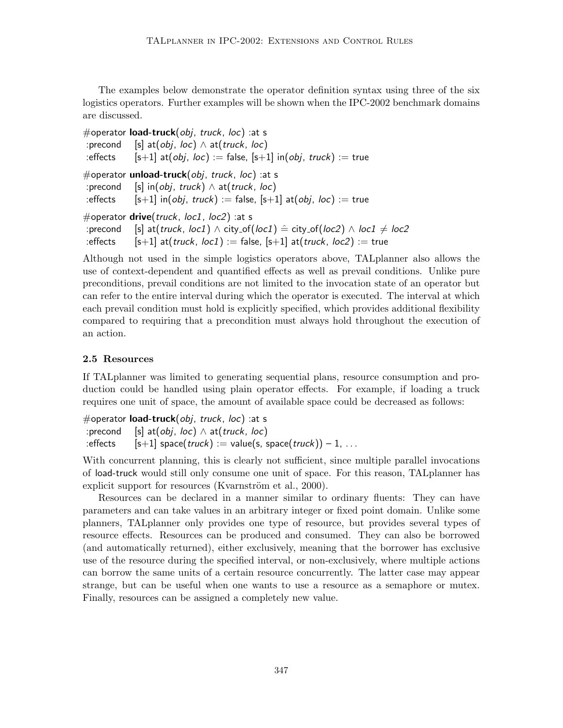The examples below demonstrate the operator definition syntax using three of the six logistics operators. Further examples will be shown when the IPC-2002 benchmark domains are discussed.

#operator **load-truck**(*obj*, *truck*, *loc*) :at s
 :precond   [s] at(*obj*, *loc*) $\wedge$ at(*truck*, *loc*)
 :effects   [s+1] at(*obj*, *loc*) := false, [s+1] in(*obj*, *truck*) := true

#operator **unload-truck**(*obj*, *truck*, *loc*) :at s
 :precond   [s] in(*obj*, *truck*) $\wedge$ at(*truck*, *loc*)
 :effects   [s+1] in(*obj*, *truck*) := false, [s+1] at(*obj*, *loc*) := true

#operator **drive**(*truck*, *loc1*, *loc2*) :at s
 :precond   [s] at(*truck*, *loc1*) $\wedge$ city_of(*loc1*) $\hat{=}$ city_of(*loc2*) $\wedge$ *loc1* $\neq$ *loc2*
 :effects   [s+1] at(*truck*, *loc1*) := false, [s+1] at(*truck*, *loc2*) := true

Although not used in the simple logistics operators above, TALplanner also allows the use of context-dependent and quantified effects as well as prevail conditions. Unlike pure preconditions, prevail conditions are not limited to the invocation state of an operator but can refer to the entire interval during which the operator is executed. The interval at which each prevail condition must hold is explicitly specified, which provides additional flexibility compared to requiring that a precondition must always hold throughout the execution of an action.

### 2.5 Resources

If TALplanner was limited to generating sequential plans, resource consumption and production could be handled using plain operator effects. For example, if loading a truck requires one unit of space, the amount of available space could be decreased as follows:

#operator **load-truck**(*obj*, *truck*, *loc*) :at s
 :precond   [s] at(*obj*, *loc*) $\wedge$ at(*truck*, *loc*)
 :effects   [s+1] space(*truck*) := value(s, space(*truck*)) − 1, ...

With concurrent planning, this is clearly not sufficient, since multiple parallel invocations of load-truck would still only consume one unit of space. For this reason, TALplanner has explicit support for resources (Kvarnström et al., 2000).

Resources can be declared in a manner similar to ordinary fluents: They can have parameters and can take values in an arbitrary integer or fixed point domain. Unlike some planners, TALplanner only provides one type of resource, but provides several types of resource effects. Resources can be produced and consumed. They can also be borrowed (and automatically returned), either exclusively, meaning that the borrower has exclusive use of the resource during the specified interval, or non-exclusively, where multiple actions can borrow the same units of a certain resource concurrently. The latter case may appear strange, but can be useful when one wants to use a resource as a semaphore or mutex. Finally, resources can be assigned a completely new value.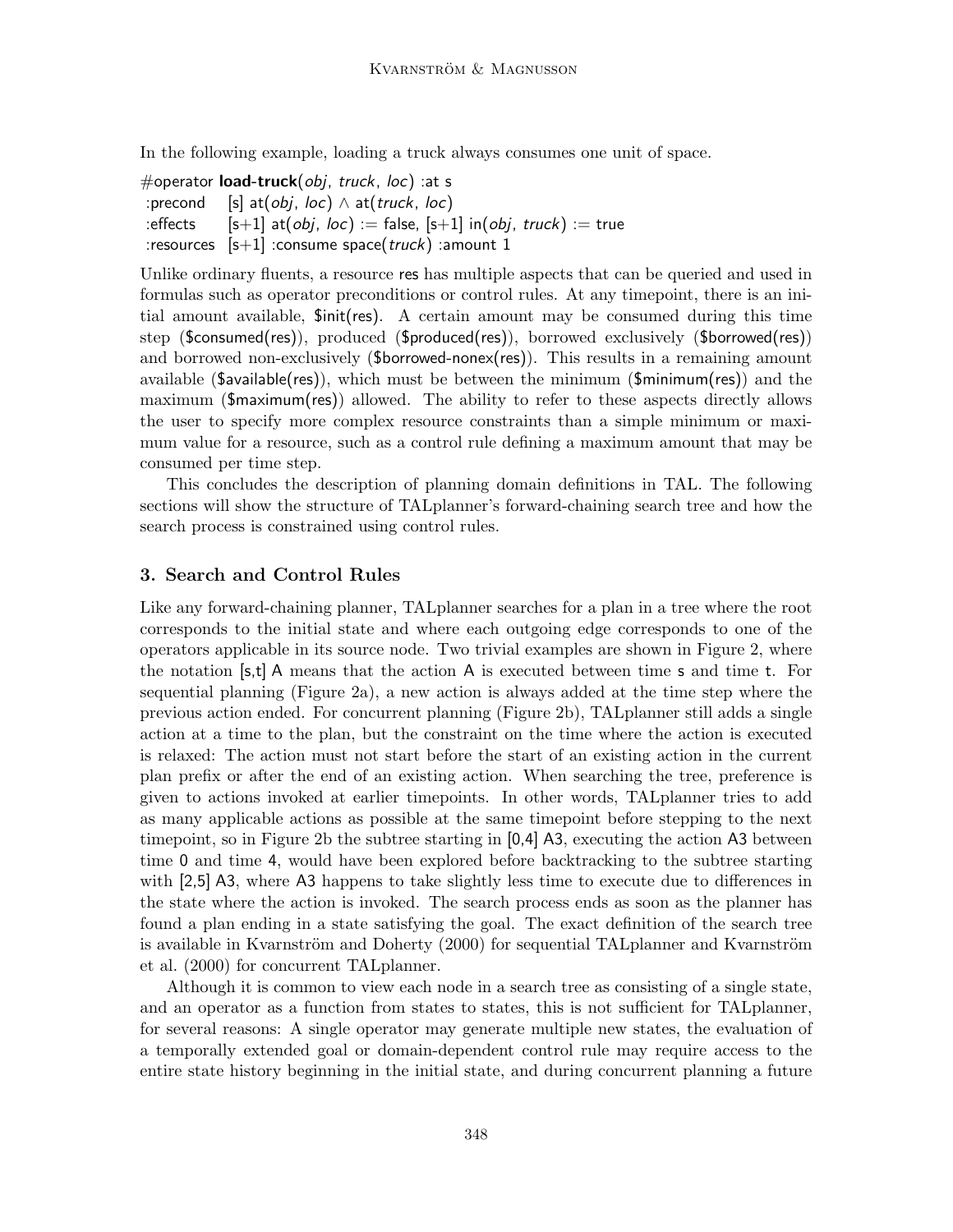In the following example, loading a truck always consumes one unit of space.

```
#operator load-truck(obj, truck, loc) :at s
 :precond    [s] at(obj, loc) ∧ at(truck, loc)
 :effects    [s+1] at(obj, loc) := false, [s+1] in(obj, truck) := true
 :resources  [s+1] :consume space(truck) :amount 1
```

Unlike ordinary fluents, a resource res has multiple aspects that can be queried and used in formulas such as operator preconditions or control rules. At any timepoint, there is an initial amount available, $init(res). A certain amount may be consumed during this time step ($consumed(res)), produced ($produced(res)), borrowed exclusively ($borrowed(res)) and borrowed non-exclusively ($borrowed-nonex(res)). This results in a remaining amount available ($available(res)), which must be between the minimum ($minimum(res)) and the maximum ($maximum(res)) allowed. The ability to refer to these aspects directly allows the user to specify more complex resource constraints than a simple minimum or maximum value for a resource, such as a control rule defining a maximum amount that may be consumed per time step.

This concludes the description of planning domain definitions in TAL. The following sections will show the structure of TALplanner's forward-chaining search tree and how the search process is constrained using control rules.

## 3. Search and Control Rules

Like any forward-chaining planner, TALplanner searches for a plan in a tree where the root corresponds to the initial state and where each outgoing edge corresponds to one of the operators applicable in its source node. Two trivial examples are shown in Figure 2, where the notation [s,t] A means that the action A is executed between time s and time t. For sequential planning (Figure 2a), a new action is always added at the time step where the previous action ended. For concurrent planning (Figure 2b), TALplanner still adds a single action at a time to the plan, but the constraint on the time where the action is executed is relaxed: The action must not start before the start of an existing action in the current plan prefix or after the end of an existing action. When searching the tree, preference is given to actions invoked at earlier timepoints. In other words, TALplanner tries to add as many applicable actions as possible at the same timepoint before stepping to the next timepoint, so in Figure 2b the subtree starting in [0,4] A3, executing the action A3 between time 0 and time 4, would have been explored before backtracking to the subtree starting with [2,5] A3, where A3 happens to take slightly less time to execute due to differences in the state where the action is invoked. The search process ends as soon as the planner has found a plan ending in a state satisfying the goal. The exact definition of the search tree is available in Kvarnström and Doherty (2000) for sequential TALplanner and Kvarnström et al. (2000) for concurrent TALplanner.

Although it is common to view each node in a search tree as consisting of a single state, and an operator as a function from states to states, this is not sufficient for TALplanner, for several reasons: A single operator may generate multiple new states, the evaluation of a temporally extended goal or domain-dependent control rule may require access to the entire state history beginning in the initial state, and during concurrent planning a future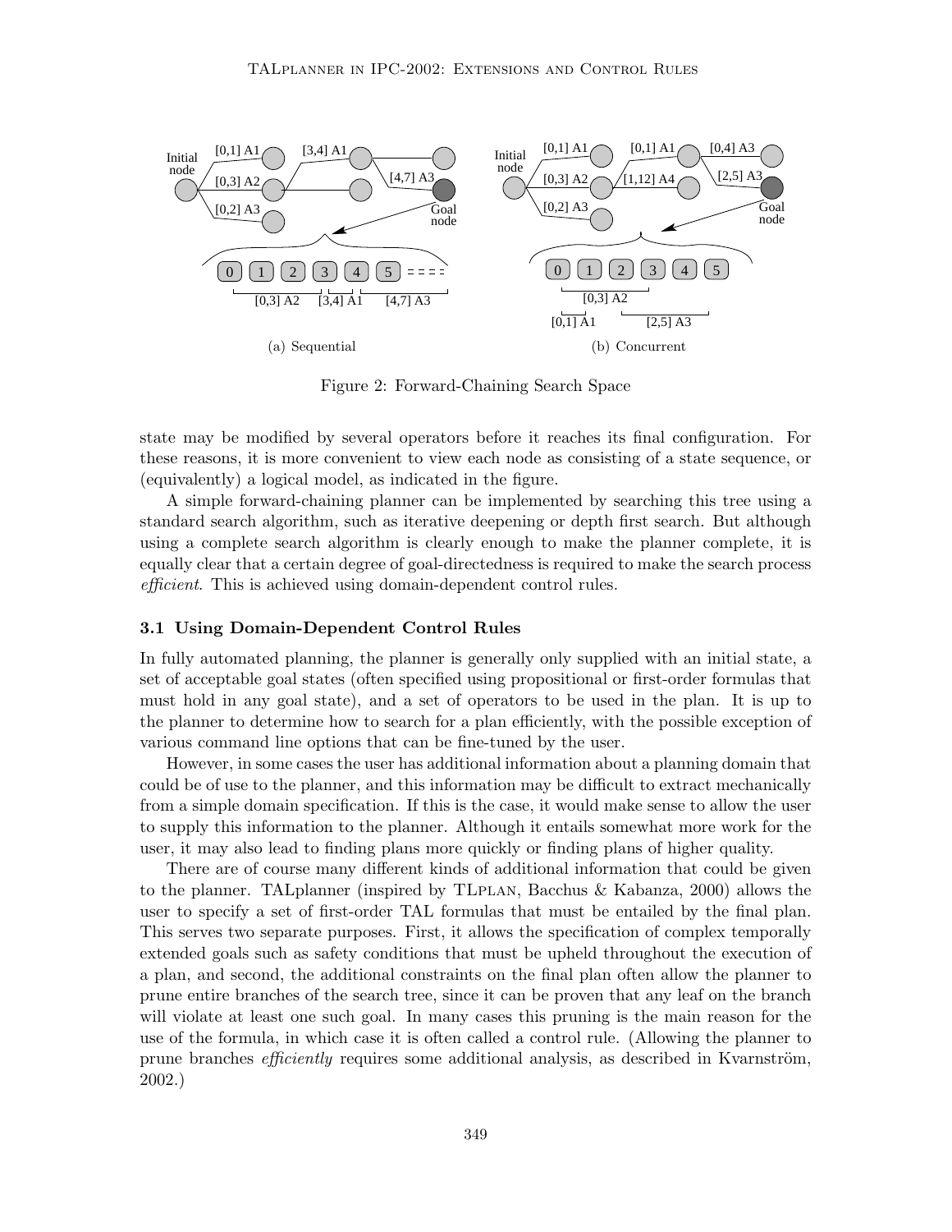Figure 2: Forward-Chaining Search Space

(a) Sequential

(b) Concurrent

state may be modified by several operators before it reaches its final configuration. For these reasons, it is more convenient to view each node as consisting of a state sequence, or (equivalently) a logical model, as indicated in the figure.

A simple forward-chaining planner can be implemented by searching this tree using a standard search algorithm, such as iterative deepening or depth first search. But although using a complete search algorithm is clearly enough to make the planner complete, it is equally clear that a certain degree of goal-directedness is required to make the search process *efficient*. This is achieved using domain-dependent control rules.

### 3.1 Using Domain-Dependent Control Rules

In fully automated planning, the planner is generally only supplied with an initial state, a set of acceptable goal states (often specified using propositional or first-order formulas that must hold in any goal state), and a set of operators to be used in the plan. It is up to the planner to determine how to search for a plan efficiently, with the possible exception of various command line options that can be fine-tuned by the user.

However, in some cases the user has additional information about a planning domain that could be of use to the planner, and this information may be difficult to extract mechanically from a simple domain specification. If this is the case, it would make sense to allow the user to supply this information to the planner. Although it entails somewhat more work for the user, it may also lead to finding plans more quickly or finding plans of higher quality.

There are of course many different kinds of additional information that could be given to the planner. TALplanner (inspired by TLPLAN, Bacchus & Kabanza, 2000) allows the user to specify a set of first-order TAL formulas that must be entailed by the final plan. This serves two separate purposes. First, it allows the specification of complex temporally extended goals such as safety conditions that must be upheld throughout the execution of a plan, and second, the additional constraints on the final plan often allow the planner to prune entire branches of the search tree, since it can be proven that any leaf on the branch will violate at least one such goal. In many cases this pruning is the main reason for the use of the formula, in which case it is often called a control rule. (Allowing the planner to prune branches *efficiently* requires some additional analysis, as described in Kvarnström, 2002.)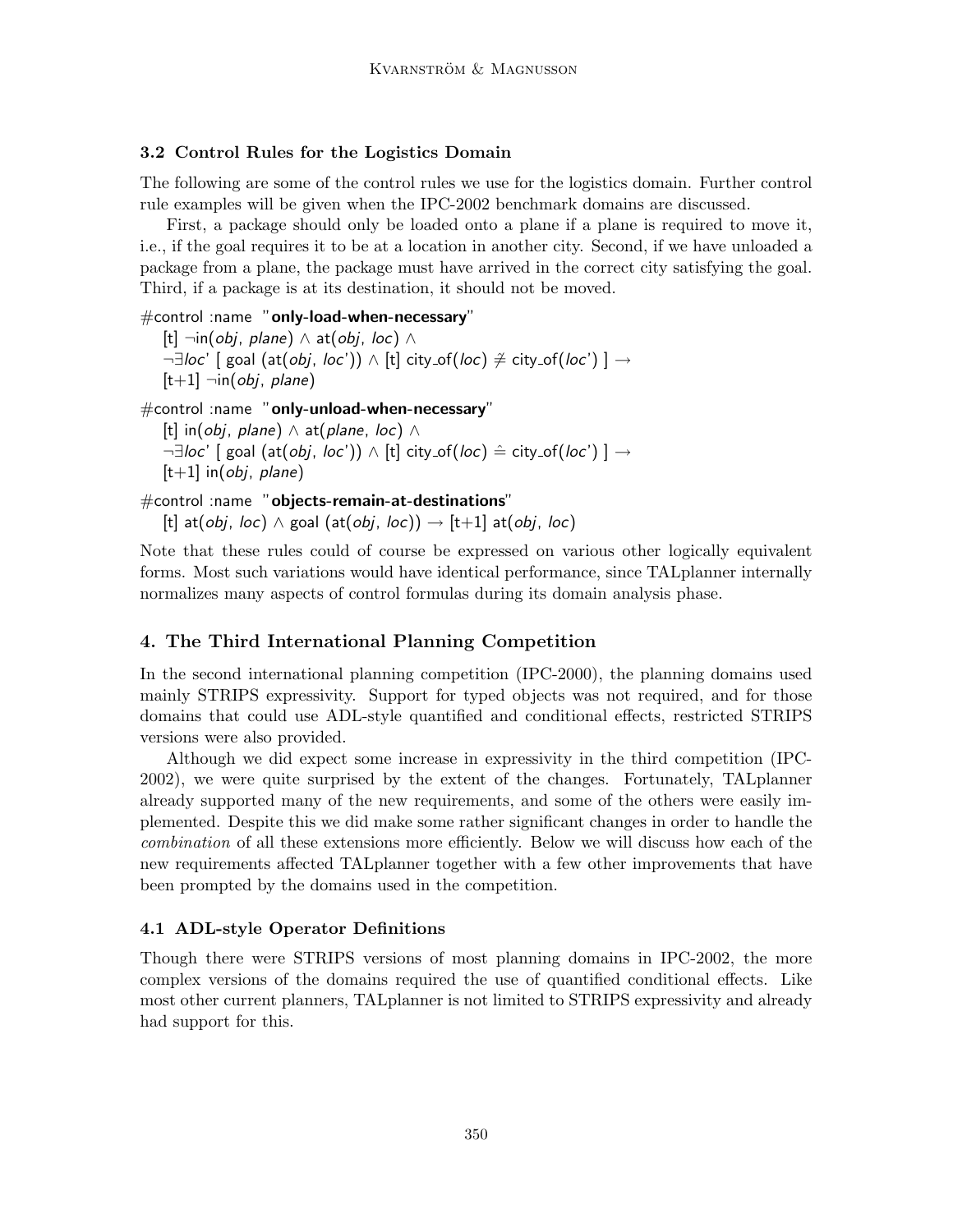### 3.2 Control Rules for the Logistics Domain

The following are some of the control rules we use for the logistics domain. Further control rule examples will be given when the IPC-2002 benchmark domains are discussed.

First, a package should only be loaded onto a plane if a plane is required to move it, i.e., if the goal requires it to be at a location in another city. Second, if we have unloaded a package from a plane, the package must have arrived in the correct city satisfying the goal. Third, if a package is at its destination, it should not be moved.

#control :name "**only-load-when-necessary**"
 [t] ¬in(*obj*, *plane*) ∧ at(*obj*, *loc*) ∧
 ¬∃*loc'* [ goal (at(*obj*, *loc'*)) ∧ [t] city_of(*loc*) $\hat{\neq}$ city_of(*loc'*) ] →
 [t+1] ¬in(*obj*, *plane*)

#control :name "**only-unload-when-necessary**"
 [t] in(*obj*, *plane*) ∧ at(*plane*, *loc*) ∧
 ¬∃*loc'* [ goal (at(*obj*, *loc'*)) ∧ [t] city_of(*loc*) $\hat{=}$ city_of(*loc'*) ] →
 [t+1] in(*obj*, *plane*)

#control :name "**objects-remain-at-destinations**"
 [t] at(*obj*, *loc*) ∧ goal (at(*obj*, *loc*)) → [t+1] at(*obj*, *loc*)

Note that these rules could of course be expressed on various other logically equivalent forms. Most such variations would have identical performance, since TALplanner internally normalizes many aspects of control formulas during its domain analysis phase.

## 4. The Third International Planning Competition

In the second international planning competition (IPC-2000), the planning domains used mainly STRIPS expressivity. Support for typed objects was not required, and for those domains that could use ADL-style quantified and conditional effects, restricted STRIPS versions were also provided.

Although we did expect some increase in expressivity in the third competition (IPC-2002), we were quite surprised by the extent of the changes. Fortunately, TALplanner already supported many of the new requirements, and some of the others were easily implemented. Despite this we did make some rather significant changes in order to handle the *combination* of all these extensions more efficiently. Below we will discuss how each of the new requirements affected TALplanner together with a few other improvements that have been prompted by the domains used in the competition.

### 4.1 ADL-style Operator Definitions

Though there were STRIPS versions of most planning domains in IPC-2002, the more complex versions of the domains required the use of quantified conditional effects. Like most other current planners, TALplanner is not limited to STRIPS expressivity and already had support for this.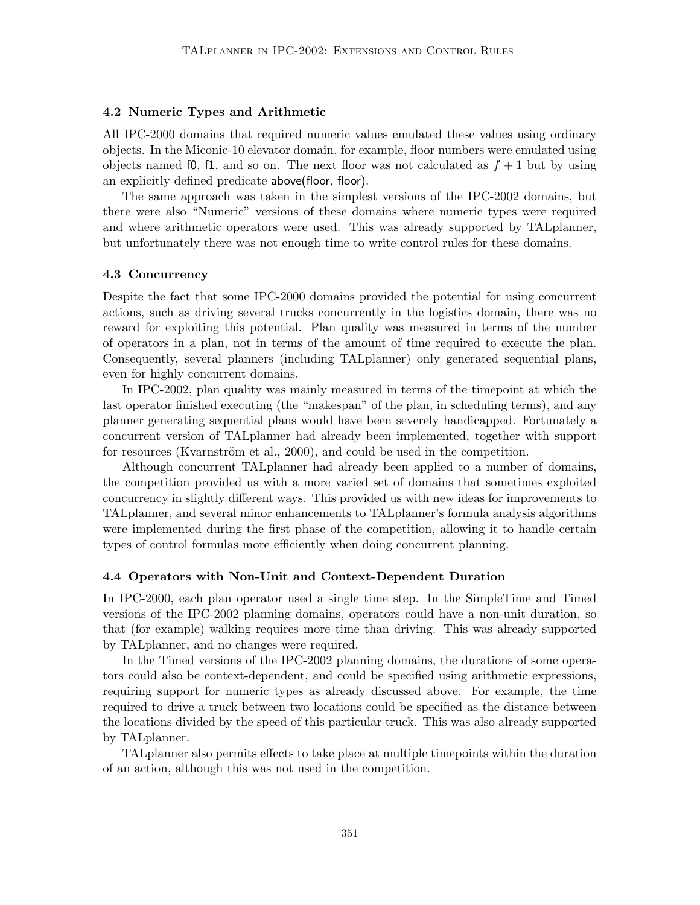### 4.2 Numeric Types and Arithmetic

All IPC-2000 domains that required numeric values emulated these values using ordinary objects. In the Miconic-10 elevator domain, for example, floor numbers were emulated using objects named f0, f1, and so on. The next floor was not calculated as $f + 1$ but by using an explicitly defined predicate above(floor, floor).

The same approach was taken in the simplest versions of the IPC-2002 domains, but there were also "Numeric" versions of these domains where numeric types were required and where arithmetic operators were used. This was already supported by TALplanner, but unfortunately there was not enough time to write control rules for these domains.

### 4.3 Concurrency

Despite the fact that some IPC-2000 domains provided the potential for using concurrent actions, such as driving several trucks concurrently in the logistics domain, there was no reward for exploiting this potential. Plan quality was measured in terms of the number of operators in a plan, not in terms of the amount of time required to execute the plan. Consequently, several planners (including TALplanner) only generated sequential plans, even for highly concurrent domains.

In IPC-2002, plan quality was mainly measured in terms of the timepoint at which the last operator finished executing (the "makespan" of the plan, in scheduling terms), and any planner generating sequential plans would have been severely handicapped. Fortunately a concurrent version of TALplanner had already been implemented, together with support for resources (Kvarnström et al., 2000), and could be used in the competition.

Although concurrent TALplanner had already been applied to a number of domains, the competition provided us with a more varied set of domains that sometimes exploited concurrency in slightly different ways. This provided us with new ideas for improvements to TALplanner, and several minor enhancements to TALplanner's formula analysis algorithms were implemented during the first phase of the competition, allowing it to handle certain types of control formulas more efficiently when doing concurrent planning.

### 4.4 Operators with Non-Unit and Context-Dependent Duration

In IPC-2000, each plan operator used a single time step. In the SimpleTime and Timed versions of the IPC-2002 planning domains, operators could have a non-unit duration, so that (for example) walking requires more time than driving. This was already supported by TALplanner, and no changes were required.

In the Timed versions of the IPC-2002 planning domains, the durations of some operators could also be context-dependent, and could be specified using arithmetic expressions, requiring support for numeric types as already discussed above. For example, the time required to drive a truck between two locations could be specified as the distance between the locations divided by the speed of this particular truck. This was also already supported by TALplanner.

TALplanner also permits effects to take place at multiple timepoints within the duration of an action, although this was not used in the competition.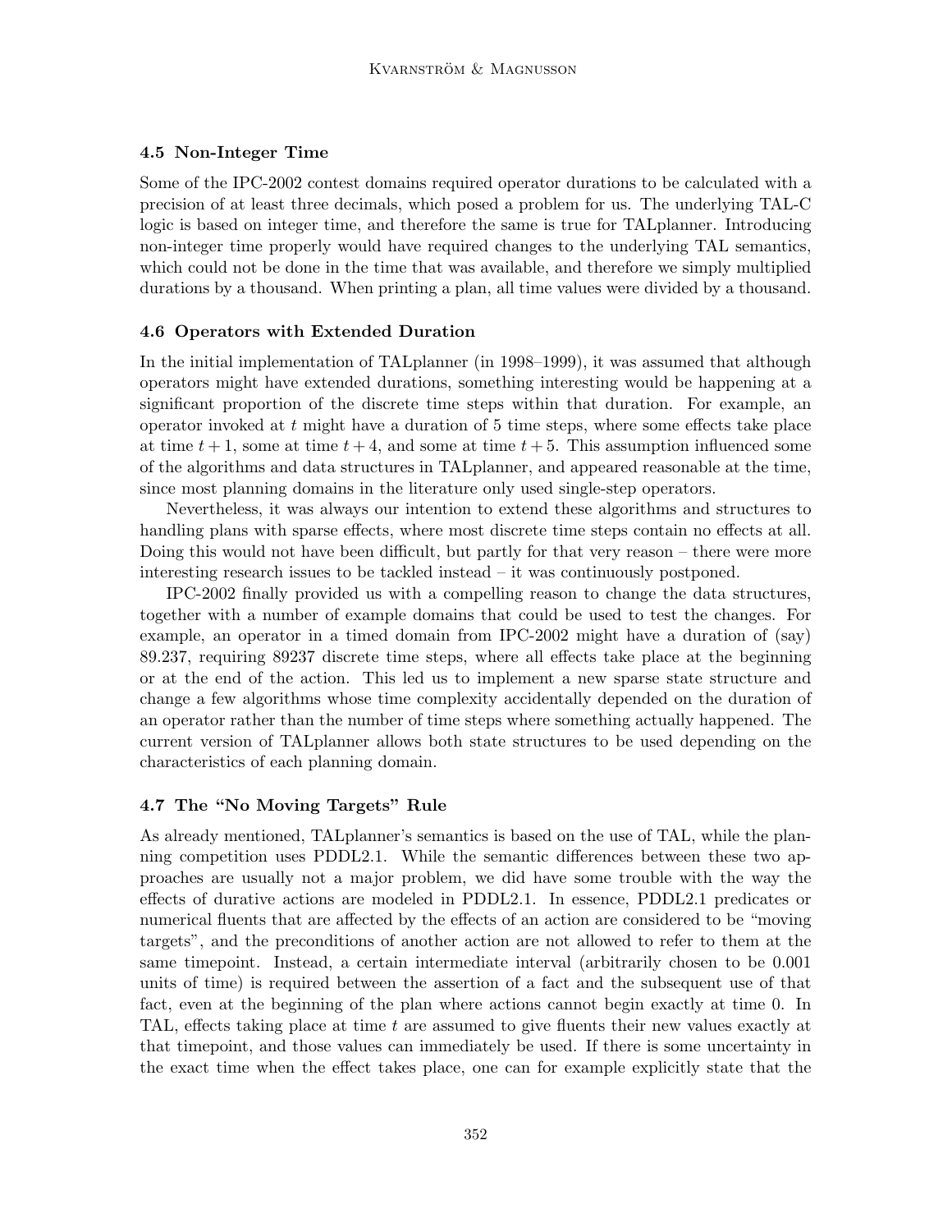### 4.5 Non-Integer Time

Some of the IPC-2002 contest domains required operator durations to be calculated with a precision of at least three decimals, which posed a problem for us. The underlying TAL-C logic is based on integer time, and therefore the same is true for TALplanner. Introducing non-integer time properly would have required changes to the underlying TAL semantics, which could not be done in the time that was available, and therefore we simply multiplied durations by a thousand. When printing a plan, all time values were divided by a thousand.

### 4.6 Operators with Extended Duration

In the initial implementation of TALplanner (in 1998–1999), it was assumed that although operators might have extended durations, something interesting would be happening at a significant proportion of the discrete time steps within that duration. For example, an operator invoked at $t$ might have a duration of 5 time steps, where some effects take place at time $t + 1$, some at time $t + 4$, and some at time $t + 5$. This assumption influenced some of the algorithms and data structures in TALplanner, and appeared reasonable at the time, since most planning domains in the literature only used single-step operators.

Nevertheless, it was always our intention to extend these algorithms and structures to handling plans with sparse effects, where most discrete time steps contain no effects at all. Doing this would not have been difficult, but partly for that very reason – there were more interesting research issues to be tackled instead – it was continuously postponed.

IPC-2002 finally provided us with a compelling reason to change the data structures, together with a number of example domains that could be used to test the changes. For example, an operator in a timed domain from IPC-2002 might have a duration of (say) 89.237, requiring 89237 discrete time steps, where all effects take place at the beginning or at the end of the action. This led us to implement a new sparse state structure and change a few algorithms whose time complexity accidentally depended on the duration of an operator rather than the number of time steps where something actually happened. The current version of TALplanner allows both state structures to be used depending on the characteristics of each planning domain.

### 4.7 The "No Moving Targets" Rule

As already mentioned, TALplanner's semantics is based on the use of TAL, while the planning competition uses PDDL2.1. While the semantic differences between these two approaches are usually not a major problem, we did have some trouble with the way the effects of durative actions are modeled in PDDL2.1. In essence, PDDL2.1 predicates or numerical fluents that are affected by the effects of an action are considered to be "moving targets", and the preconditions of another action are not allowed to refer to them at the same timepoint. Instead, a certain intermediate interval (arbitrarily chosen to be 0.001 units of time) is required between the assertion of a fact and the subsequent use of that fact, even at the beginning of the plan where actions cannot begin exactly at time 0. In TAL, effects taking place at time $t$ are assumed to give fluents their new values exactly at that timepoint, and those values can immediately be used. If there is some uncertainty in the exact time when the effect takes place, one can for example explicitly state that the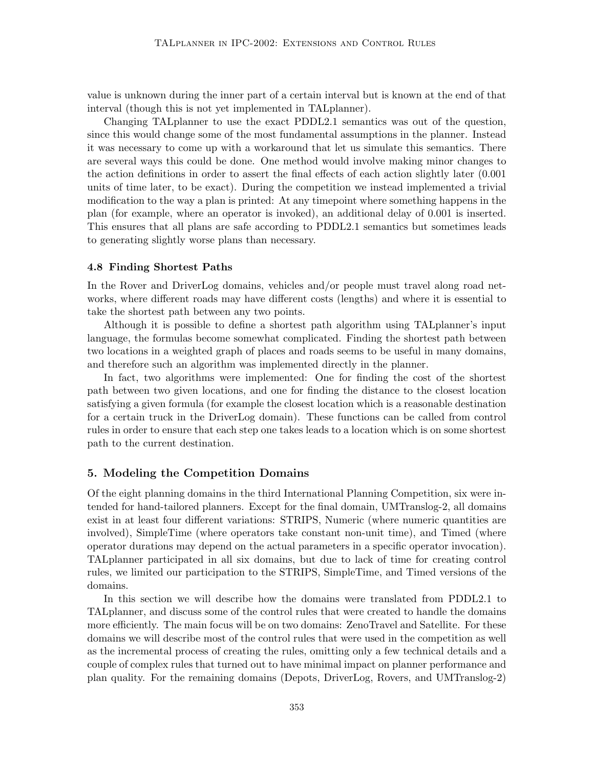value is unknown during the inner part of a certain interval but is known at the end of that interval (though this is not yet implemented in TALplanner).

Changing TALplanner to use the exact PDDL2.1 semantics was out of the question, since this would change some of the most fundamental assumptions in the planner. Instead it was necessary to come up with a workaround that let us simulate this semantics. There are several ways this could be done. One method would involve making minor changes to the action definitions in order to assert the final effects of each action slightly later (0.001 units of time later, to be exact). During the competition we instead implemented a trivial modification to the way a plan is printed: At any timepoint where something happens in the plan (for example, where an operator is invoked), an additional delay of 0.001 is inserted. This ensures that all plans are safe according to PDDL2.1 semantics but sometimes leads to generating slightly worse plans than necessary.

### 4.8 Finding Shortest Paths

In the Rover and DriverLog domains, vehicles and/or people must travel along road networks, where different roads may have different costs (lengths) and where it is essential to take the shortest path between any two points.

Although it is possible to define a shortest path algorithm using TALplanner's input language, the formulas become somewhat complicated. Finding the shortest path between two locations in a weighted graph of places and roads seems to be useful in many domains, and therefore such an algorithm was implemented directly in the planner.

In fact, two algorithms were implemented: One for finding the cost of the shortest path between two given locations, and one for finding the distance to the closest location satisfying a given formula (for example the closest location which is a reasonable destination for a certain truck in the DriverLog domain). These functions can be called from control rules in order to ensure that each step one takes leads to a location which is on some shortest path to the current destination.

## 5. Modeling the Competition Domains

Of the eight planning domains in the third International Planning Competition, six were intended for hand-tailored planners. Except for the final domain, UMTranslog-2, all domains exist in at least four different variations: STRIPS, Numeric (where numeric quantities are involved), SimpleTime (where operators take constant non-unit time), and Timed (where operator durations may depend on the actual parameters in a specific operator invocation). TALplanner participated in all six domains, but due to lack of time for creating control rules, we limited our participation to the STRIPS, SimpleTime, and Timed versions of the domains.

In this section we will describe how the domains were translated from PDDL2.1 to TALplanner, and discuss some of the control rules that were created to handle the domains more efficiently. The main focus will be on two domains: ZenoTravel and Satellite. For these domains we will describe most of the control rules that were used in the competition as well as the incremental process of creating the rules, omitting only a few technical details and a couple of complex rules that turned out to have minimal impact on planner performance and plan quality. For the remaining domains (Depots, DriverLog, Rovers, and UMTranslog-2)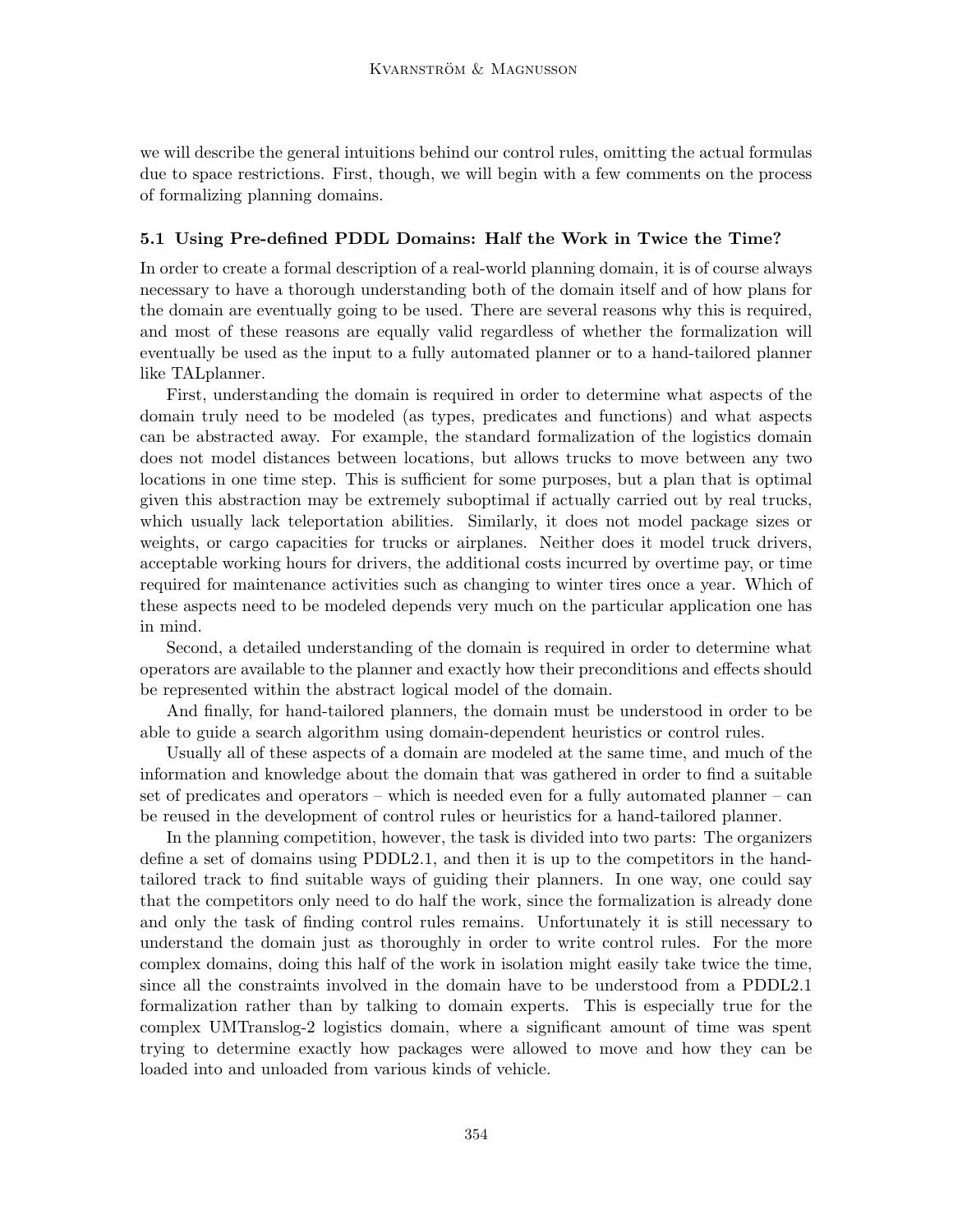we will describe the general intuitions behind our control rules, omitting the actual formulas due to space restrictions. First, though, we will begin with a few comments on the process of formalizing planning domains.

### 5.1 Using Pre-defined PDDL Domains: Half the Work in Twice the Time?

In order to create a formal description of a real-world planning domain, it is of course always necessary to have a thorough understanding both of the domain itself and of how plans for the domain are eventually going to be used. There are several reasons why this is required, and most of these reasons are equally valid regardless of whether the formalization will eventually be used as the input to a fully automated planner or to a hand-tailored planner like TALplanner.

First, understanding the domain is required in order to determine what aspects of the domain truly need to be modeled (as types, predicates and functions) and what aspects can be abstracted away. For example, the standard formalization of the logistics domain does not model distances between locations, but allows trucks to move between any two locations in one time step. This is sufficient for some purposes, but a plan that is optimal given this abstraction may be extremely suboptimal if actually carried out by real trucks, which usually lack teleportation abilities. Similarly, it does not model package sizes or weights, or cargo capacities for trucks or airplanes. Neither does it model truck drivers, acceptable working hours for drivers, the additional costs incurred by overtime pay, or time required for maintenance activities such as changing to winter tires once a year. Which of these aspects need to be modeled depends very much on the particular application one has in mind.

Second, a detailed understanding of the domain is required in order to determine what operators are available to the planner and exactly how their preconditions and effects should be represented within the abstract logical model of the domain.

And finally, for hand-tailored planners, the domain must be understood in order to be able to guide a search algorithm using domain-dependent heuristics or control rules.

Usually all of these aspects of a domain are modeled at the same time, and much of the information and knowledge about the domain that was gathered in order to find a suitable set of predicates and operators – which is needed even for a fully automated planner – can be reused in the development of control rules or heuristics for a hand-tailored planner.

In the planning competition, however, the task is divided into two parts: The organizers define a set of domains using PDDL2.1, and then it is up to the competitors in the hand-tailored track to find suitable ways of guiding their planners. In one way, one could say that the competitors only need to do half the work, since the formalization is already done and only the task of finding control rules remains. Unfortunately it is still necessary to understand the domain just as thoroughly in order to write control rules. For the more complex domains, doing this half of the work in isolation might easily take twice the time, since all the constraints involved in the domain have to be understood from a PDDL2.1 formalization rather than by talking to domain experts. This is especially true for the complex UMTranslog-2 logistics domain, where a significant amount of time was spent trying to determine exactly how packages were allowed to move and how they can be loaded into and unloaded from various kinds of vehicle.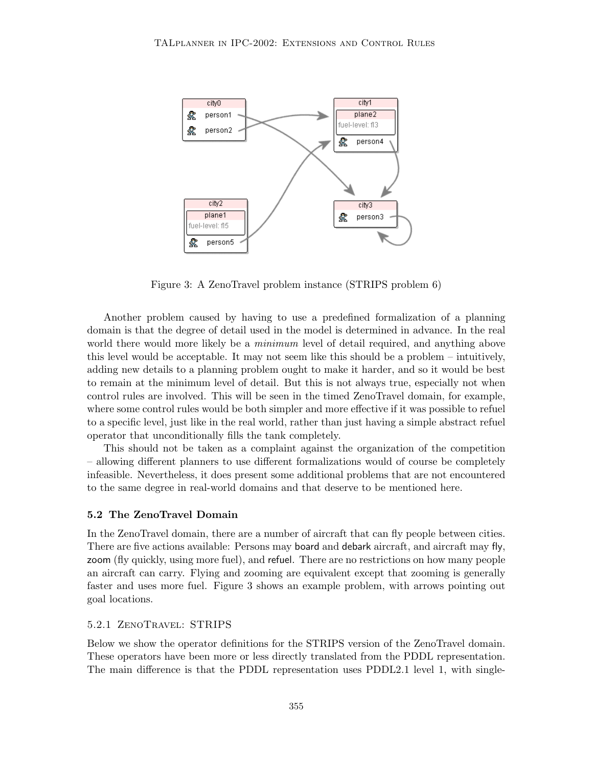Figure 3: A ZenoTravel problem instance (STRIPS problem 6)

Another problem caused by having to use a predefined formalization of a planning domain is that the degree of detail used in the model is determined in advance. In the real world there would more likely be a *minimum* level of detail required, and anything above this level would be acceptable. It may not seem like this should be a problem – intuitively, adding new details to a planning problem ought to make it harder, and so it would be best to remain at the minimum level of detail. But this is not always true, especially not when control rules are involved. This will be seen in the timed ZenoTravel domain, for example, where some control rules would be both simpler and more effective if it was possible to refuel to a specific level, just like in the real world, rather than just having a simple abstract refuel operator that unconditionally fills the tank completely.

This should not be taken as a complaint against the organization of the competition – allowing different planners to use different formalizations would of course be completely infeasible. Nevertheless, it does present some additional problems that are not encountered to the same degree in real-world domains and that deserve to be mentioned here.

### 5.2 The ZenoTravel Domain

In the ZenoTravel domain, there are a number of aircraft that can fly people between cities. There are five actions available: Persons may board and debark aircraft, and aircraft may fly, zoom (fly quickly, using more fuel), and refuel. There are no restrictions on how many people an aircraft can carry. Flying and zooming are equivalent except that zooming is generally faster and uses more fuel. Figure 3 shows an example problem, with arrows pointing out goal locations.

#### 5.2.1 ZenoTravel: STRIPS

Below we show the operator definitions for the STRIPS version of the ZenoTravel domain. These operators have been more or less directly translated from the PDDL representation. The main difference is that the PDDL representation uses PDDL2.1 level 1, with single-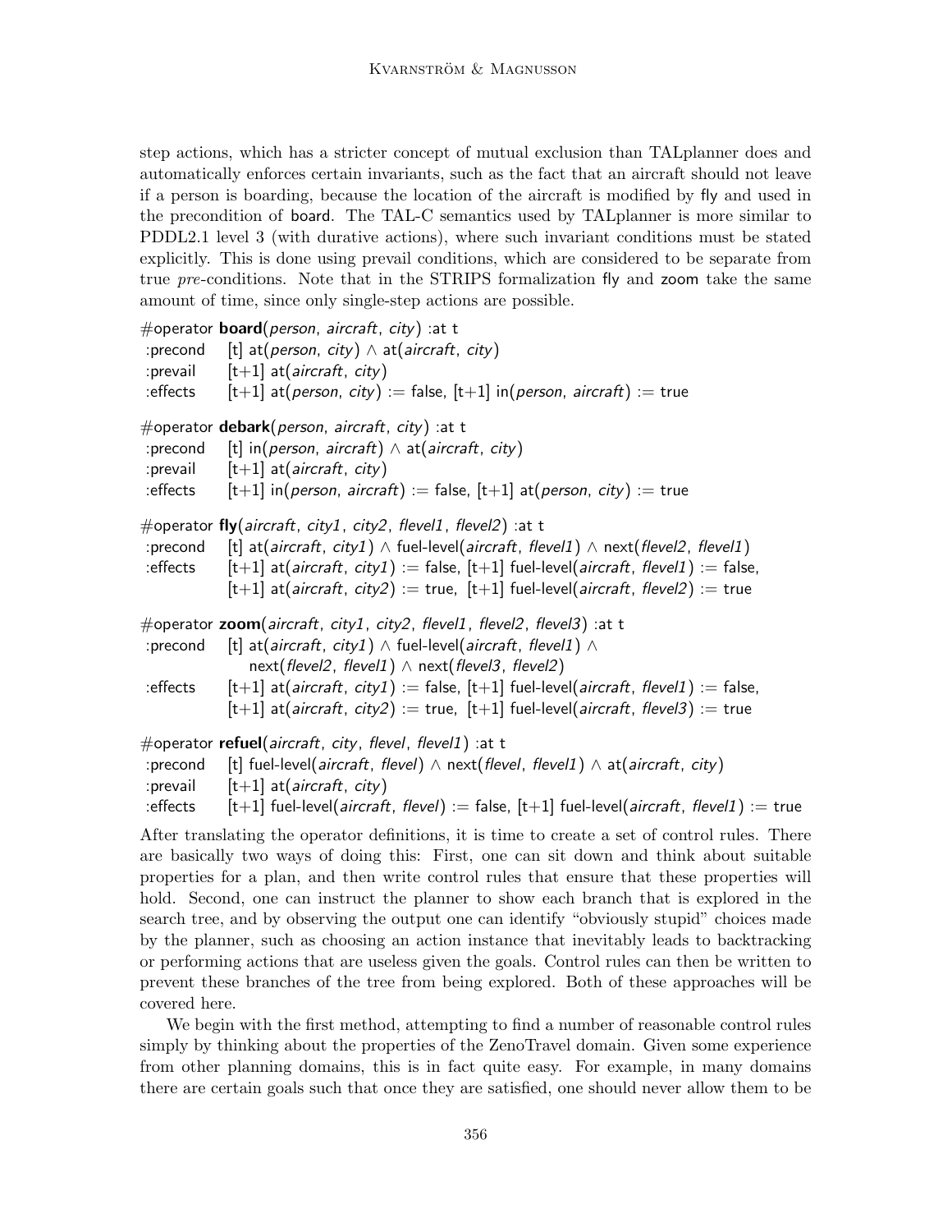step actions, which has a stricter concept of mutual exclusion than TALplanner does and automatically enforces certain invariants, such as the fact that an aircraft should not leave if a person is boarding, because the location of the aircraft is modified by fly and used in the precondition of board. The TAL-C semantics used by TALplanner is more similar to PDDL2.1 level 3 (with durative actions), where such invariant conditions must be stated explicitly. This is done using prevail conditions, which are considered to be separate from true *pre*-conditions. Note that in the STRIPS formalization fly and zoom take the same amount of time, since only single-step actions are possible.

```
#operator board(person, aircraft, city) :at t
 :precond   [t] at(person, city) ∧ at(aircraft, city)
 :prevail   [t+1] at(aircraft, city)
 :effects   [t+1] at(person, city) := false, [t+1] in(person, aircraft) := true

#operator debark(person, aircraft, city) :at t
 :precond   [t] in(person, aircraft) ∧ at(aircraft, city)
 :prevail   [t+1] at(aircraft, city)
 :effects   [t+1] in(person, aircraft) := false, [t+1] at(person, city) := true

#operator fly(aircraft, city1, city2, flevel1, flevel2) :at t
 :precond   [t] at(aircraft, city1) ∧ fuel-level(aircraft, flevel1) ∧ next(flevel2, flevel1)
 :effects   [t+1] at(aircraft, city1) := false, [t+1] fuel-level(aircraft, flevel1) := false,
            [t+1] at(aircraft, city2) := true, [t+1] fuel-level(aircraft, flevel2) := true

#operator zoom(aircraft, city1, city2, flevel1, flevel2, flevel3) :at t
 :precond   [t] at(aircraft, city1) ∧ fuel-level(aircraft, flevel1) ∧
                next(flevel2, flevel1) ∧ next(flevel3, flevel2)
 :effects   [t+1] at(aircraft, city1) := false, [t+1] fuel-level(aircraft, flevel1) := false,
            [t+1] at(aircraft, city2) := true, [t+1] fuel-level(aircraft, flevel3) := true

#operator refuel(aircraft, city, flevel, flevel1) :at t
 :precond   [t] fuel-level(aircraft, flevel) ∧ next(flevel, flevel1) ∧ at(aircraft, city)
 :prevail   [t+1] at(aircraft, city)
 :effects   [t+1] fuel-level(aircraft, flevel) := false, [t+1] fuel-level(aircraft, flevel1) := true
```

After translating the operator definitions, it is time to create a set of control rules. There are basically two ways of doing this: First, one can sit down and think about suitable properties for a plan, and then write control rules that ensure that these properties will hold. Second, one can instruct the planner to show each branch that is explored in the search tree, and by observing the output one can identify "obviously stupid" choices made by the planner, such as choosing an action instance that inevitably leads to backtracking or performing actions that are useless given the goals. Control rules can then be written to prevent these branches of the tree from being explored. Both of these approaches will be covered here.

We begin with the first method, attempting to find a number of reasonable control rules simply by thinking about the properties of the ZenoTravel domain. Given some experience from other planning domains, this is in fact quite easy. For example, in many domains there are certain goals such that once they are satisfied, one should never allow them to be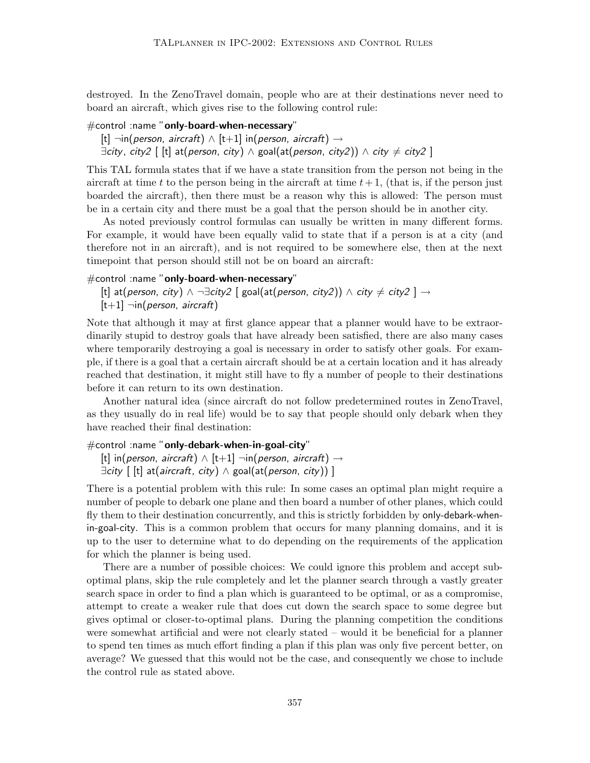destroyed. In the ZenoTravel domain, people who are at their destinations never need to board an aircraft, which gives rise to the following control rule:

#control :name "**only-board-when-necessary**"
  [t] ¬in(*person*, *aircraft*) ∧ [t+1] in(*person*, *aircraft*) →
  ∃*city*, *city2* [ [t] at(*person*, *city*) ∧ goal(at(*person*, *city2*)) ∧ *city* ≠ *city2* ]

This TAL formula states that if we have a state transition from the person not being in the aircraft at time $t$ to the person being in the aircraft at time $t+1$, (that is, if the person just boarded the aircraft), then there must be a reason why this is allowed: The person must be in a certain city and there must be a goal that the person should be in another city.

As noted previously control formulas can usually be written in many different forms. For example, it would have been equally valid to state that if a person is at a city (and therefore not in an aircraft), and is not required to be somewhere else, then at the next timepoint that person should still not be on board an aircraft:

#control :name "**only-board-when-necessary**"
  [t] at(*person*, *city*) ∧ ¬∃*city2* [ goal(at(*person*, *city2*)) ∧ *city* ≠ *city2* ] →
  [t+1] ¬in(*person*, *aircraft*)

Note that although it may at first glance appear that a planner would have to be extraordinarily stupid to destroy goals that have already been satisfied, there are also many cases where temporarily destroying a goal is necessary in order to satisfy other goals. For example, if there is a goal that a certain aircraft should be at a certain location and it has already reached that destination, it might still have to fly a number of people to their destinations before it can return to its own destination.

Another natural idea (since aircraft do not follow predetermined routes in ZenoTravel, as they usually do in real life) would be to say that people should only debark when they have reached their final destination:

#control :name "**only-debark-when-in-goal-city**"
  [t] in(*person*, *aircraft*) ∧ [t+1] ¬in(*person*, *aircraft*) →
  ∃*city* [ [t] at(*aircraft*, *city*) ∧ goal(at(*person*, *city*)) ]

There is a potential problem with this rule: In some cases an optimal plan might require a number of people to debark one plane and then board a number of other planes, which could fly them to their destination concurrently, and this is strictly forbidden by only-debark-when-in-goal-city. This is a common problem that occurs for many planning domains, and it is up to the user to determine what to do depending on the requirements of the application for which the planner is being used.

There are a number of possible choices: We could ignore this problem and accept suboptimal plans, skip the rule completely and let the planner search through a vastly greater search space in order to find a plan which is guaranteed to be optimal, or as a compromise, attempt to create a weaker rule that does cut down the search space to some degree but gives optimal or closer-to-optimal plans. During the planning competition the conditions were somewhat artificial and were not clearly stated – would it be beneficial for a planner to spend ten times as much effort finding a plan if this plan was only five percent better, on average? We guessed that this would not be the case, and consequently we chose to include the control rule as stated above.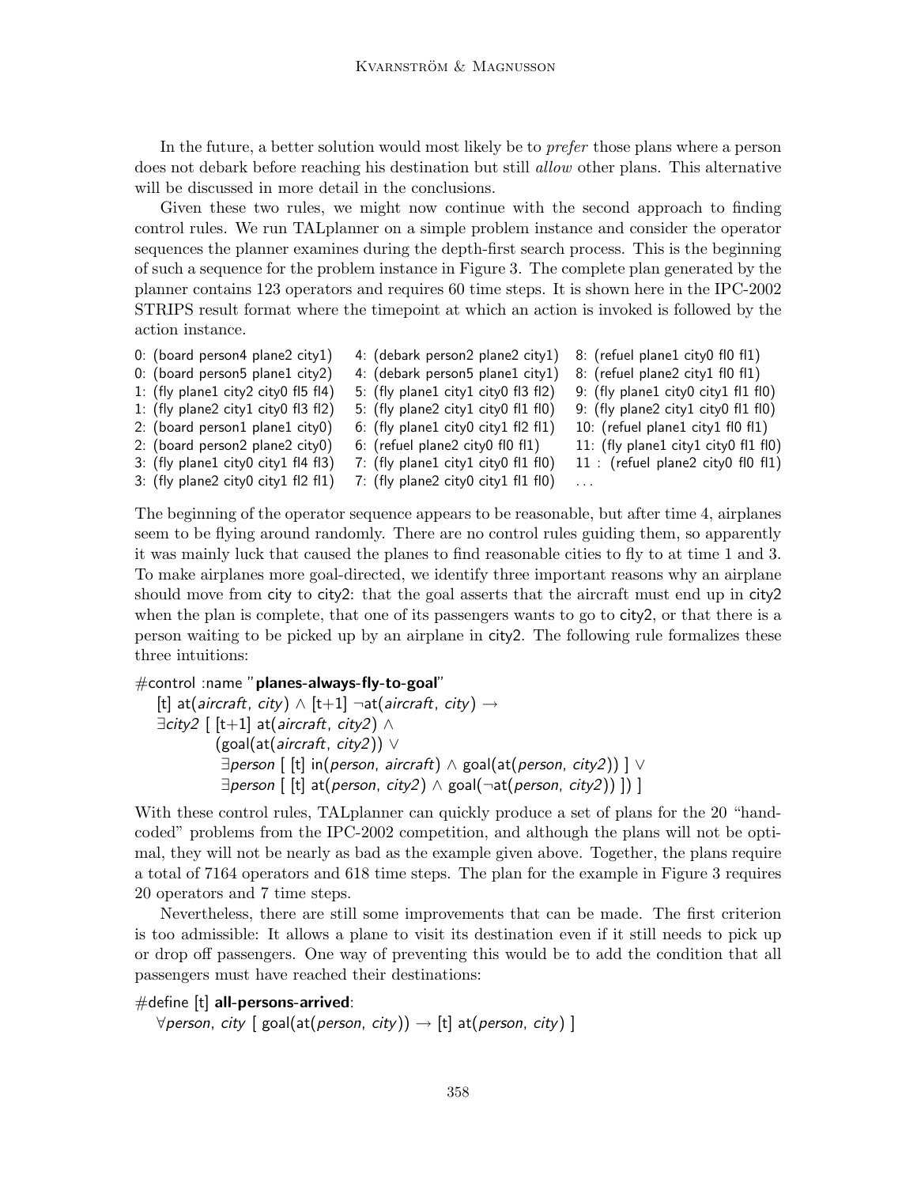In the future, a better solution would most likely be to *prefer* those plans where a person does not debark before reaching his destination but still *allow* other plans. This alternative will be discussed in more detail in the conclusions.

Given these two rules, we might now continue with the second approach to finding control rules. We run TALplanner on a simple problem instance and consider the operator sequences the planner examines during the depth-first search process. This is the beginning of such a sequence for the problem instance in Figure 3. The complete plan generated by the planner contains 123 operators and requires 60 time steps. It is shown here in the IPC-2002 STRIPS result format where the timepoint at which an action is invoked is followed by the action instance.

```
0: (board person4 plane2 city1)
0: (board person5 plane1 city2)
1: (fly plane1 city2 city0 fl5 fl4)
1: (fly plane2 city1 city0 fl3 fl2)
2: (board person1 plane1 city0)
2: (board person2 plane2 city0)
3: (fly plane1 city0 city1 fl4 fl3)
3: (fly plane2 city0 city1 fl2 fl1)
4: (debark person2 plane2 city1)
4: (debark person5 plane1 city1)
5: (fly plane1 city1 city0 fl3 fl2)
5: (fly plane2 city1 city0 fl1 fl0)
6: (fly plane1 city0 city1 fl2 fl1)
6: (refuel plane2 city0 fl0 fl1)
7: (fly plane1 city1 city0 fl1 fl0)
7: (fly plane2 city0 city1 fl1 fl0)
8: (refuel plane1 city0 fl0 fl1)
8: (refuel plane2 city1 fl0 fl1)
9: (fly plane1 city0 city1 fl1 fl0)
9: (fly plane2 city1 city0 fl1 fl0)
10: (refuel plane1 city1 fl0 fl1)
11: (fly plane1 city1 city0 fl1 fl0)
11 : (refuel plane2 city0 fl0 fl1)
...
```

The beginning of the operator sequence appears to be reasonable, but after time 4, airplanes seem to be flying around randomly. There are no control rules guiding them, so apparently it was mainly luck that caused the planes to find reasonable cities to fly to at time 1 and 3. To make airplanes more goal-directed, we identify three important reasons why an airplane should move from city to city2: that the goal asserts that the aircraft must end up in city2 when the plan is complete, that one of its passengers wants to go to city2, or that there is a person waiting to be picked up by an airplane in city2. The following rule formalizes these three intuitions:

#control :name "**planes-always-fly-to-goal**"
  [t] at(*aircraft*, *city*) ∧ [t+1] ¬at(*aircraft*, *city*) →
  ∃*city2* [ [t+1] at(*aircraft*, *city2*) ∧
      (goal(at(*aircraft*, *city2*)) ∨
       ∃*person* [ [t] in(*person*, *aircraft*) ∧ goal(at(*person*, *city2*)) ] ∨
       ∃*person* [ [t] at(*person*, *city2*) ∧ goal(¬at(*person*, *city2*)) ]) ]

With these control rules, TALplanner can quickly produce a set of plans for the 20 "hand-coded" problems from the IPC-2002 competition, and although the plans will not be optimal, they will not be nearly as bad as the example given above. Together, the plans require a total of 7164 operators and 618 time steps. The plan for the example in Figure 3 requires 20 operators and 7 time steps.

Nevertheless, there are still some improvements that can be made. The first criterion is too admissible: It allows a plane to visit its destination even if it still needs to pick up or drop off passengers. One way of preventing this would be to add the condition that all passengers must have reached their destinations:

#define [t] **all-persons-arrived**:
  ∀*person*, *city* [ goal(at(*person*, *city*)) → [t] at(*person*, *city*) ]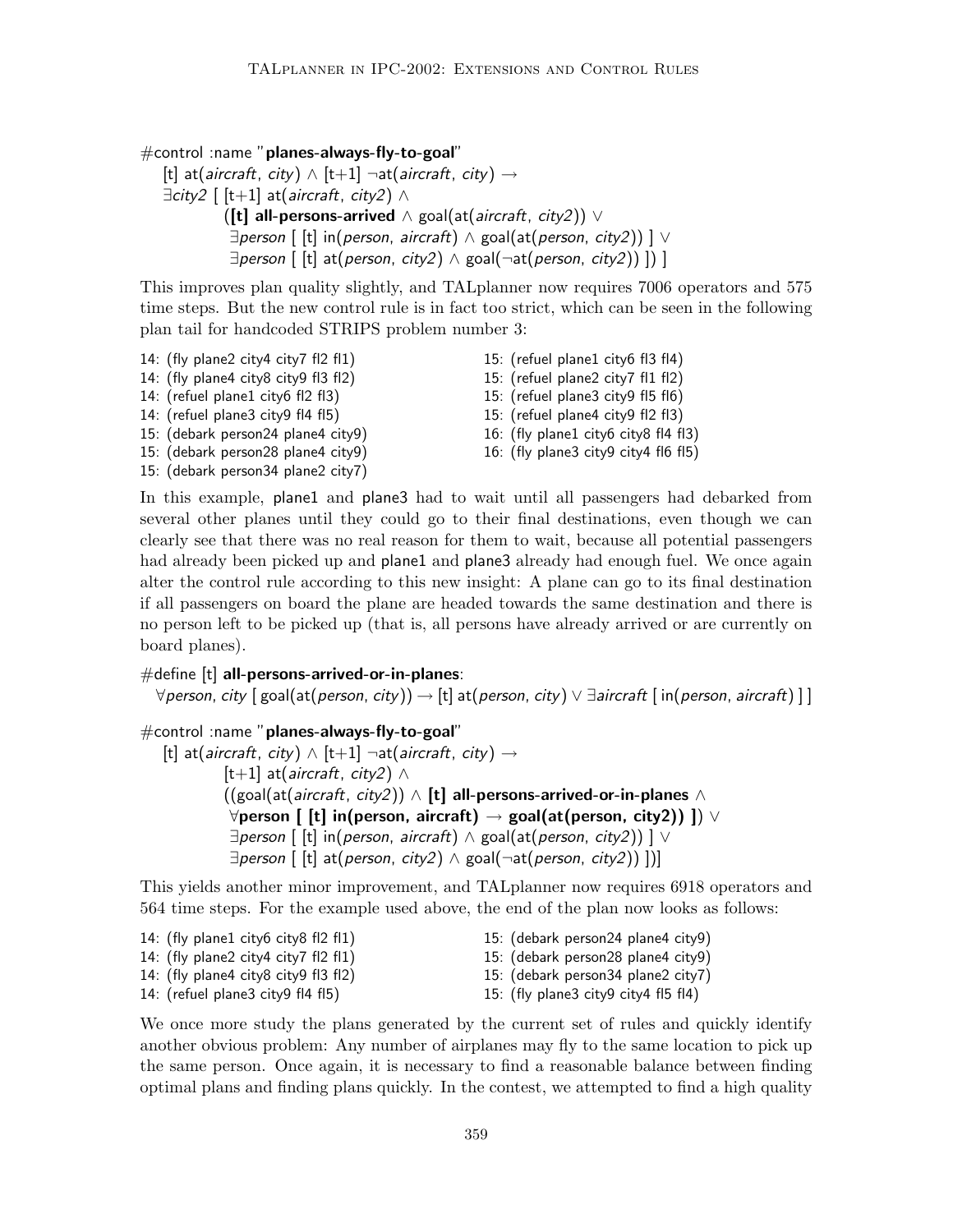```
#control :name "planes-always-fly-to-goal"
  [t] at(aircraft, city) ∧ [t+1] ¬at(aircraft, city) →
  ∃city2 [ [t+1] at(aircraft, city2) ∧
          ([t] all-persons-arrived ∧ goal(at(aircraft, city2)) ∨
           ∃person [ [t] in(person, aircraft) ∧ goal(at(person, city2)) ] ∨
           ∃person [ [t] at(person, city2) ∧ goal(¬at(person, city2)) ]) ]
```

This improves plan quality slightly, and TALplanner now requires 7006 operators and 575 time steps. But the new control rule is in fact too strict, which can be seen in the following plan tail for handcoded STRIPS problem number 3:

```
14: (fly plane2 city4 city7 fl2 fl1)
14: (fly plane4 city8 city9 fl3 fl2)
14: (refuel plane1 city6 fl2 fl3)
14: (refuel plane3 city9 fl4 fl5)
15: (debark person24 plane4 city9)
15: (debark person28 plane4 city9)
15: (debark person34 plane2 city7)
15: (refuel plane1 city6 fl3 fl4)
15: (refuel plane2 city7 fl1 fl2)
15: (refuel plane3 city9 fl5 fl6)
15: (refuel plane4 city9 fl2 fl3)
16: (fly plane1 city6 city8 fl4 fl3)
16: (fly plane3 city9 city4 fl6 fl5)
```

In this example, plane1 and plane3 had to wait until all passengers had debarked from several other planes until they could go to their final destinations, even though we can clearly see that there was no real reason for them to wait, because all potential passengers had already been picked up and plane1 and plane3 already had enough fuel. We once again alter the control rule according to this new insight: A plane can go to its final destination if all passengers on board the plane are headed towards the same destination and there is no person left to be picked up (that is, all persons have already arrived or are currently on board planes).

```
#define [t] all-persons-arrived-or-in-planes:
  ∀person, city [ goal(at(person, city)) → [t] at(person, city) ∨ ∃aircraft [ in(person, aircraft) ] ]

#control :name "planes-always-fly-to-goal"
  [t] at(aircraft, city) ∧ [t+1] ¬at(aircraft, city) →
        [t+1] at(aircraft, city2) ∧
        ((goal(at(aircraft, city2)) ∧ [t] all-persons-arrived-or-in-planes ∧
         ∀person [ [t] in(person, aircraft) → goal(at(person, city2)) ]) ∨
         ∃person [ [t] in(person, aircraft) ∧ goal(at(person, city2)) ] ∨
         ∃person [ [t] at(person, city2) ∧ goal(¬at(person, city2)) ])]
```

This yields another minor improvement, and TALplanner now requires 6918 operators and 564 time steps. For the example used above, the end of the plan now looks as follows:

```
14: (fly plane1 city6 city8 fl2 fl1)
14: (fly plane2 city4 city7 fl2 fl1)
14: (fly plane4 city8 city9 fl3 fl2)
14: (refuel plane3 city9 fl4 fl5)
15: (debark person24 plane4 city9)
15: (debark person28 plane4 city9)
15: (debark person34 plane2 city7)
15: (fly plane3 city9 city4 fl5 fl4)
```

We once more study the plans generated by the current set of rules and quickly identify another obvious problem: Any number of airplanes may fly to the same location to pick up the same person. Once again, it is necessary to find a reasonable balance between finding optimal plans and finding plans quickly. In the contest, we attempted to find a high quality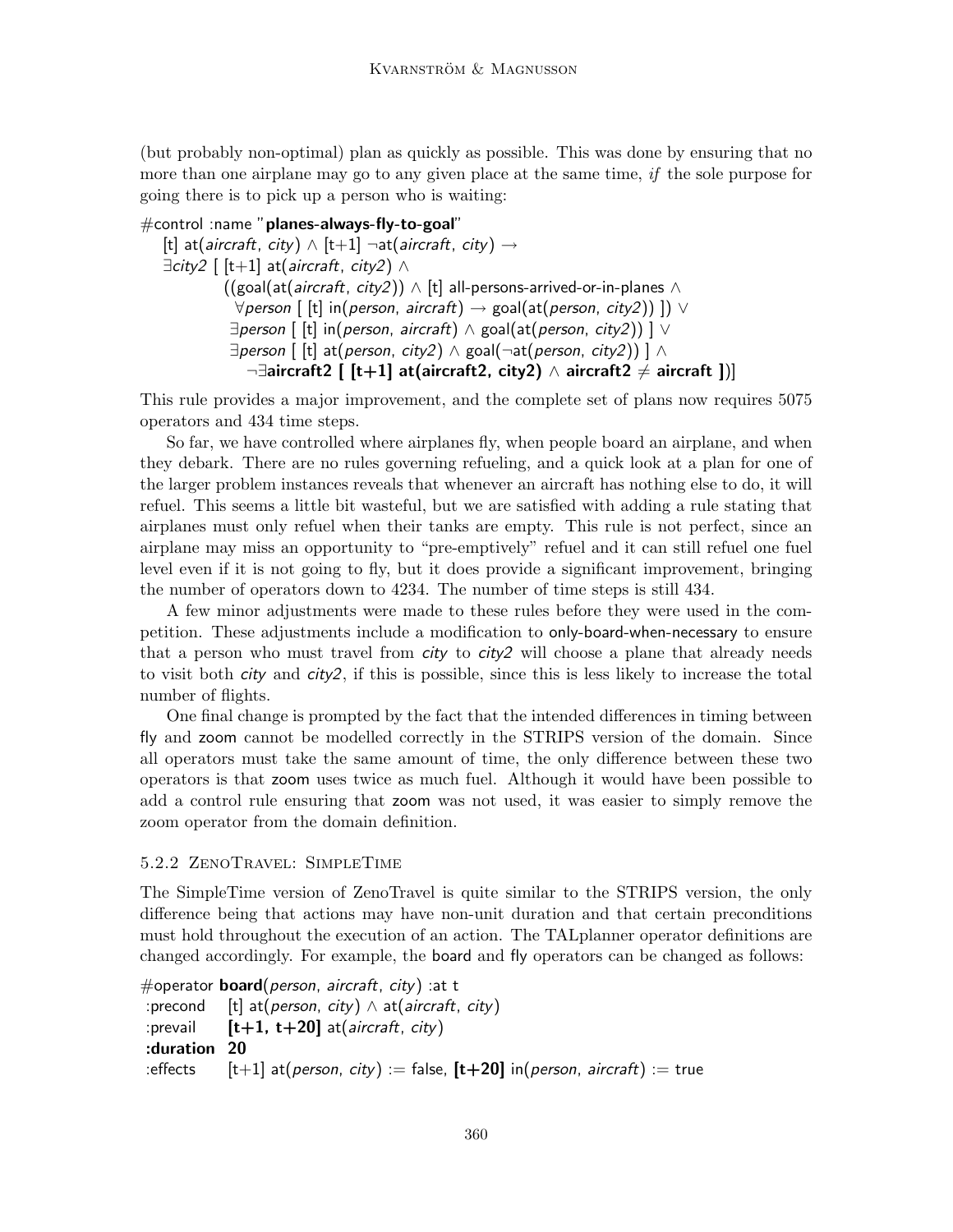(but probably non-optimal) plan as quickly as possible. This was done by ensuring that no more than one airplane may go to any given place at the same time, *if* the sole purpose for going there is to pick up a person who is waiting:

```
#control :name "planes-always-fly-to-goal"
   [t] at(aircraft, city) ∧ [t+1] ¬at(aircraft, city) →
   ∃city2 [ [t+1] at(aircraft, city2) ∧
            ((goal(at(aircraft, city2)) ∧ [t] all-persons-arrived-or-in-planes ∧
              ∀person [ [t] in(person, aircraft) → goal(at(person, city2)) ]) ∨
             ∃person [ [t] in(person, aircraft) ∧ goal(at(person, city2)) ] ∨
             ∃person [ [t] at(person, city2) ∧ goal(¬at(person, city2)) ] ∧
               ¬∃aircraft2 [ [t+1] at(aircraft2, city2) ∧ aircraft2 ≠ aircraft ])]
```

This rule provides a major improvement, and the complete set of plans now requires 5075 operators and 434 time steps.

So far, we have controlled where airplanes fly, when people board an airplane, and when they debark. There are no rules governing refueling, and a quick look at a plan for one of the larger problem instances reveals that whenever an aircraft has nothing else to do, it will refuel. This seems a little bit wasteful, but we are satisfied with adding a rule stating that airplanes must only refuel when their tanks are empty. This rule is not perfect, since an airplane may miss an opportunity to "pre-emptively" refuel and it can still refuel one fuel level even if it is not going to fly, but it does provide a significant improvement, bringing the number of operators down to 4234. The number of time steps is still 434.

A few minor adjustments were made to these rules before they were used in the competition. These adjustments include a modification to only-board-when-necessary to ensure that a person who must travel from *city* to *city2* will choose a plane that already needs to visit both *city* and *city2*, if this is possible, since this is less likely to increase the total number of flights.

One final change is prompted by the fact that the intended differences in timing between fly and zoom cannot be modelled correctly in the STRIPS version of the domain. Since all operators must take the same amount of time, the only difference between these two operators is that zoom uses twice as much fuel. Although it would have been possible to add a control rule ensuring that zoom was not used, it was easier to simply remove the zoom operator from the domain definition.

### 5.2.2 ZenoTravel: SimpleTime

The SimpleTime version of ZenoTravel is quite similar to the STRIPS version, the only difference being that actions may have non-unit duration and that certain preconditions must hold throughout the execution of an action. The TALplanner operator definitions are changed accordingly. For example, the board and fly operators can be changed as follows:

```
#operator board(person, aircraft, city) :at t
 :precond    [t] at(person, city) ∧ at(aircraft, city)
 :prevail    [t+1, t+20] at(aircraft, city)
 :duration   20
 :effects    [t+1] at(person, city) := false, [t+20] in(person, aircraft) := true
```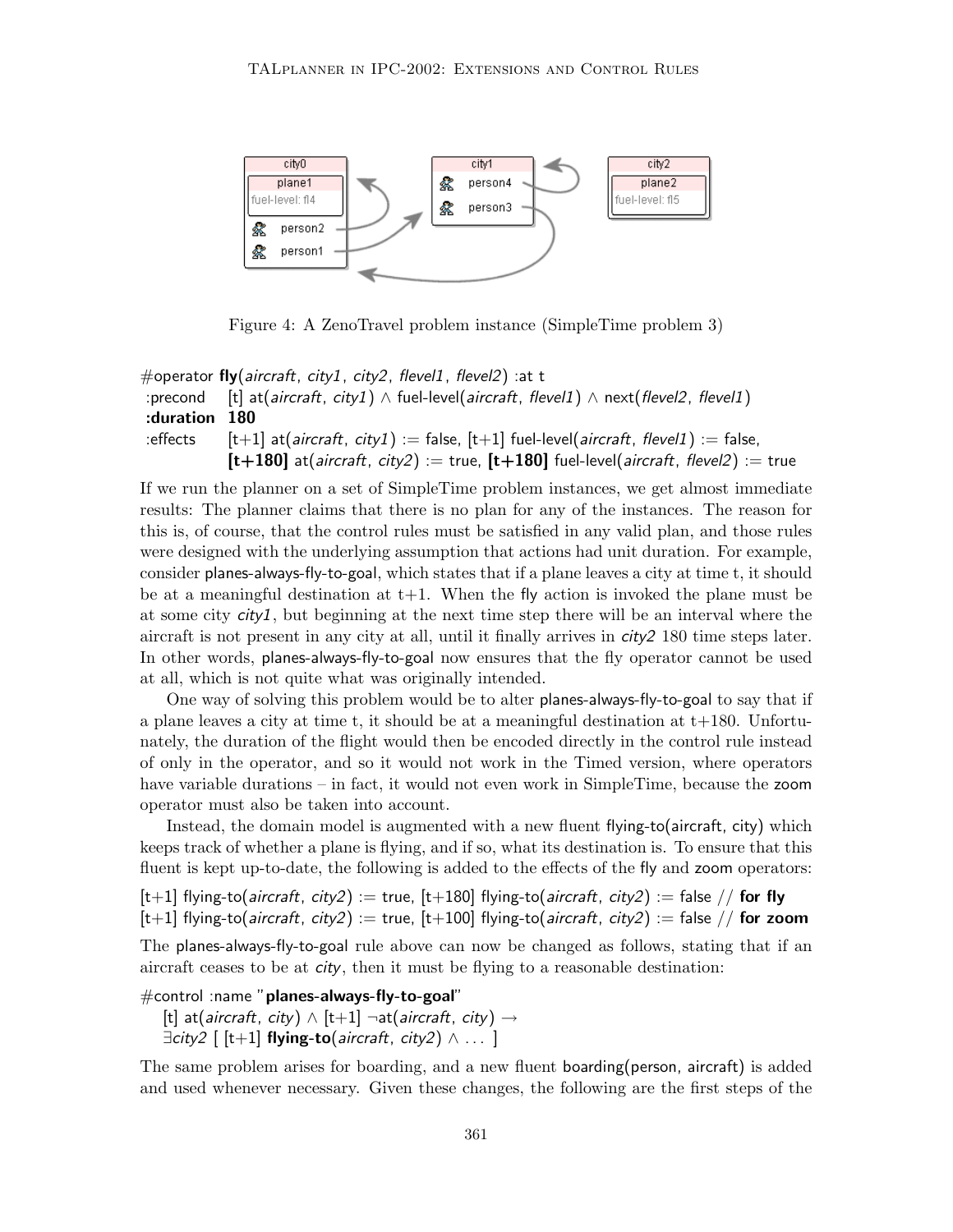Figure 4: A ZenoTravel problem instance (SimpleTime problem 3)

```
#operator fly(aircraft, city1, city2, flevel1, flevel2) :at t
 :precond   [t] at(aircraft, city1) ∧ fuel-level(aircraft, flevel1) ∧ next(flevel2, flevel1)
 :duration  180
 :effects   [t+1] at(aircraft, city1) := false, [t+1] fuel-level(aircraft, flevel1) := false,
            [t+180] at(aircraft, city2) := true, [t+180] fuel-level(aircraft, flevel2) := true
```

If we run the planner on a set of SimpleTime problem instances, we get almost immediate results: The planner claims that there is no plan for any of the instances. The reason for this is, of course, that the control rules must be satisfied in any valid plan, and those rules were designed with the underlying assumption that actions had unit duration. For example, consider planes-always-fly-to-goal, which states that if a plane leaves a city at time t, it should be at a meaningful destination at t+1. When the fly action is invoked the plane must be at some city *city1*, but beginning at the next time step there will be an interval where the aircraft is not present in any city at all, until it finally arrives in *city2* 180 time steps later. In other words, planes-always-fly-to-goal now ensures that the fly operator cannot be used at all, which is not quite what was originally intended.

One way of solving this problem would be to alter planes-always-fly-to-goal to say that if a plane leaves a city at time t, it should be at a meaningful destination at t+180. Unfortunately, the duration of the flight would then be encoded directly in the control rule instead of only in the operator, and so it would not work in the Timed version, where operators have variable durations – in fact, it would not even work in SimpleTime, because the zoom operator must also be taken into account.

Instead, the domain model is augmented with a new fluent flying-to(aircraft, city) which keeps track of whether a plane is flying, and if so, what its destination is. To ensure that this fluent is kept up-to-date, the following is added to the effects of the fly and zoom operators:

```
[t+1] flying-to(aircraft, city2) := true, [t+180] flying-to(aircraft, city2) := false // for fly
[t+1] flying-to(aircraft, city2) := true, [t+100] flying-to(aircraft, city2) := false // for zoom
```

The planes-always-fly-to-goal rule above can now be changed as follows, stating that if an aircraft ceases to be at *city*, then it must be flying to a reasonable destination:

```
#control :name "planes-always-fly-to-goal"
   [t] at(aircraft, city) ∧ [t+1] ¬at(aircraft, city) →
   ∃city2 [ [t+1] flying-to(aircraft, city2) ∧ ... ]
```

The same problem arises for boarding, and a new fluent boarding(person, aircraft) is added and used whenever necessary. Given these changes, the following are the first steps of the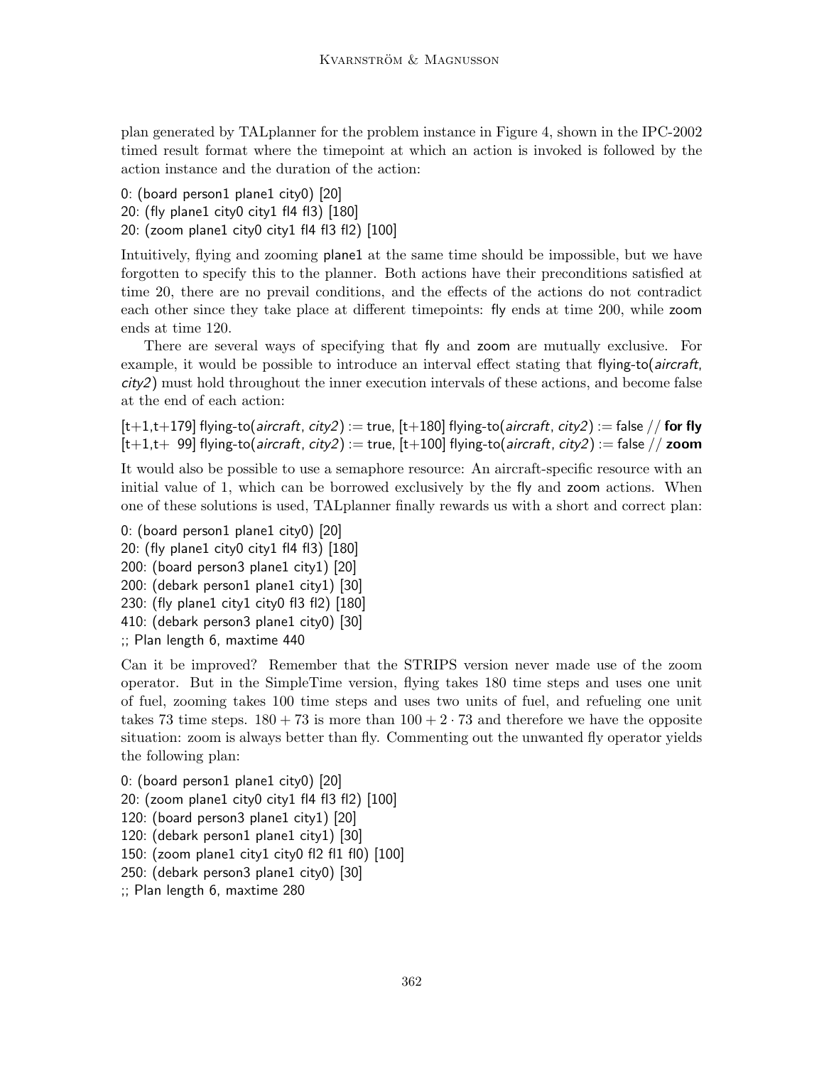plan generated by TALplanner for the problem instance in Figure 4, shown in the IPC-2002 timed result format where the timepoint at which an action is invoked is followed by the action instance and the duration of the action:

```
0: (board person1 plane1 city0) [20]
20: (fly plane1 city0 city1 fl4 fl3) [180]
20: (zoom plane1 city0 city1 fl4 fl3 fl2) [100]
```

Intuitively, flying and zooming plane1 at the same time should be impossible, but we have forgotten to specify this to the planner. Both actions have their preconditions satisfied at time 20, there are no prevail conditions, and the effects of the actions do not contradict each other since they take place at different timepoints: fly ends at time 200, while zoom ends at time 120.

There are several ways of specifying that fly and zoom are mutually exclusive. For example, it would be possible to introduce an interval effect stating that flying-to(*aircraft*, *city2*) must hold throughout the inner execution intervals of these actions, and become false at the end of each action:

[t+1,t+179] flying-to(*aircraft*, *city2*) := true, [t+180] flying-to(*aircraft*, *city2*) := false // **for fly**
[t+1,t+ 99] flying-to(*aircraft*, *city2*) := true, [t+100] flying-to(*aircraft*, *city2*) := false // **zoom**

It would also be possible to use a semaphore resource: An aircraft-specific resource with an initial value of 1, which can be borrowed exclusively by the fly and zoom actions. When one of these solutions is used, TALplanner finally rewards us with a short and correct plan:

```
0: (board person1 plane1 city0) [20]
20: (fly plane1 city0 city1 fl4 fl3) [180]
200: (board person3 plane1 city1) [20]
200: (debark person1 plane1 city1) [30]
230: (fly plane1 city1 city0 fl3 fl2) [180]
410: (debark person3 plane1 city0) [30]
;; Plan length 6, maxtime 440
```

Can it be improved? Remember that the STRIPS version never made use of the zoom operator. But in the SimpleTime version, flying takes 180 time steps and uses one unit of fuel, zooming takes 100 time steps and uses two units of fuel, and refueling one unit takes 73 time steps. $180 + 73$ is more than $100 + 2 \cdot 73$ and therefore we have the opposite situation: zoom is always better than fly. Commenting out the unwanted fly operator yields the following plan:

```
0: (board person1 plane1 city0) [20]
20: (zoom plane1 city0 city1 fl4 fl3 fl2) [100]
120: (board person3 plane1 city1) [20]
120: (debark person1 plane1 city1) [30]
150: (zoom plane1 city1 city0 fl2 fl1 fl0) [100]
250: (debark person3 plane1 city0) [30]
;; Plan length 6, maxtime 280
```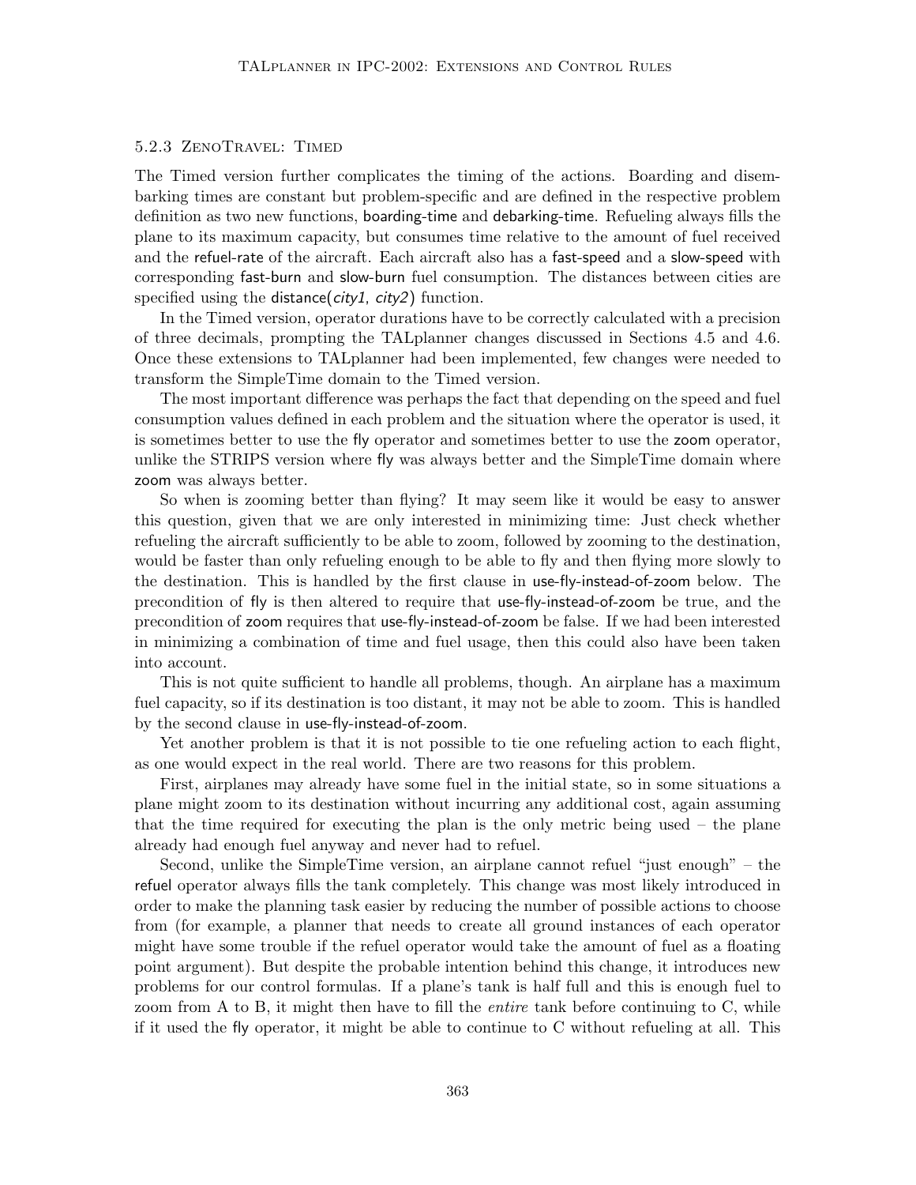### 5.2.3 ZenoTravel: Timed

The Timed version further complicates the timing of the actions. Boarding and disembarking times are constant but problem-specific and are defined in the respective problem definition as two new functions, boarding-time and debarking-time. Refueling always fills the plane to its maximum capacity, but consumes time relative to the amount of fuel received and the refuel-rate of the aircraft. Each aircraft also has a fast-speed and a slow-speed with corresponding fast-burn and slow-burn fuel consumption. The distances between cities are specified using the distance(*city1, city2*) function.

In the Timed version, operator durations have to be correctly calculated with a precision of three decimals, prompting the TALplanner changes discussed in Sections 4.5 and 4.6. Once these extensions to TALplanner had been implemented, few changes were needed to transform the SimpleTime domain to the Timed version.

The most important difference was perhaps the fact that depending on the speed and fuel consumption values defined in each problem and the situation where the operator is used, it is sometimes better to use the fly operator and sometimes better to use the zoom operator, unlike the STRIPS version where fly was always better and the SimpleTime domain where zoom was always better.

So when is zooming better than flying? It may seem like it would be easy to answer this question, given that we are only interested in minimizing time: Just check whether refueling the aircraft sufficiently to be able to zoom, followed by zooming to the destination, would be faster than only refueling enough to be able to fly and then flying more slowly to the destination. This is handled by the first clause in use-fly-instead-of-zoom below. The precondition of fly is then altered to require that use-fly-instead-of-zoom be true, and the precondition of zoom requires that use-fly-instead-of-zoom be false. If we had been interested in minimizing a combination of time and fuel usage, then this could also have been taken into account.

This is not quite sufficient to handle all problems, though. An airplane has a maximum fuel capacity, so if its destination is too distant, it may not be able to zoom. This is handled by the second clause in use-fly-instead-of-zoom.

Yet another problem is that it is not possible to tie one refueling action to each flight, as one would expect in the real world. There are two reasons for this problem.

First, airplanes may already have some fuel in the initial state, so in some situations a plane might zoom to its destination without incurring any additional cost, again assuming that the time required for executing the plan is the only metric being used – the plane already had enough fuel anyway and never had to refuel.

Second, unlike the SimpleTime version, an airplane cannot refuel "just enough" – the refuel operator always fills the tank completely. This change was most likely introduced in order to make the planning task easier by reducing the number of possible actions to choose from (for example, a planner that needs to create all ground instances of each operator might have some trouble if the refuel operator would take the amount of fuel as a floating point argument). But despite the probable intention behind this change, it introduces new problems for our control formulas. If a plane's tank is half full and this is enough fuel to zoom from A to B, it might then have to fill the *entire* tank before continuing to C, while if it used the fly operator, it might be able to continue to C without refueling at all. This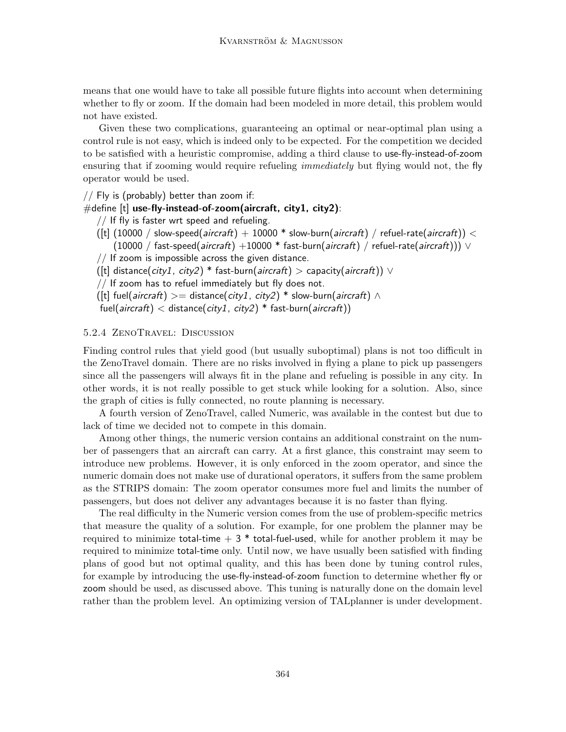means that one would have to take all possible future flights into account when determining whether to fly or zoom. If the domain had been modeled in more detail, this problem would not have existed.

Given these two complications, guaranteeing an optimal or near-optimal plan using a control rule is not easy, which is indeed only to be expected. For the competition we decided to be satisfied with a heuristic compromise, adding a third clause to use-fly-instead-of-zoom ensuring that if zooming would require refueling *immediately* but flying would not, the fly operator would be used.

```
// Fly is (probably) better than zoom if:
#define [t] use-fly-instead-of-zoom(aircraft, city1, city2):
  // If fly is faster wrt speed and refueling.
  ([t] (10000 / slow-speed(aircraft) + 10000 * slow-burn(aircraft) / refuel-rate(aircraft)) <
       (10000 / fast-speed(aircraft) +10000 * fast-burn(aircraft) / refuel-rate(aircraft))) ∨
  // If zoom is impossible across the given distance.
  ([t] distance(city1, city2) * fast-burn(aircraft) > capacity(aircraft)) ∨
  // If zoom has to refuel immediately but fly does not.
  ([t] fuel(aircraft) >= distance(city1, city2) * slow-burn(aircraft) ∧
   fuel(aircraft) < distance(city1, city2) * fast-burn(aircraft))
```

#### 5.2.4 ZenoTravel: Discussion

Finding control rules that yield good (but usually suboptimal) plans is not too difficult in the ZenoTravel domain. There are no risks involved in flying a plane to pick up passengers since all the passengers will always fit in the plane and refueling is possible in any city. In other words, it is not really possible to get stuck while looking for a solution. Also, since the graph of cities is fully connected, no route planning is necessary.

A fourth version of ZenoTravel, called Numeric, was available in the contest but due to lack of time we decided not to compete in this domain.

Among other things, the numeric version contains an additional constraint on the number of passengers that an aircraft can carry. At a first glance, this constraint may seem to introduce new problems. However, it is only enforced in the zoom operator, and since the numeric domain does not make use of durational operators, it suffers from the same problem as the STRIPS domain: The zoom operator consumes more fuel and limits the number of passengers, but does not deliver any advantages because it is no faster than flying.

The real difficulty in the Numeric version comes from the use of problem-specific metrics that measure the quality of a solution. For example, for one problem the planner may be required to minimize total-time + 3 * total-fuel-used, while for another problem it may be required to minimize total-time only. Until now, we have usually been satisfied with finding plans of good but not optimal quality, and this has been done by tuning control rules, for example by introducing the use-fly-instead-of-zoom function to determine whether fly or zoom should be used, as discussed above. This tuning is naturally done on the domain level rather than the problem level. An optimizing version of TALplanner is under development.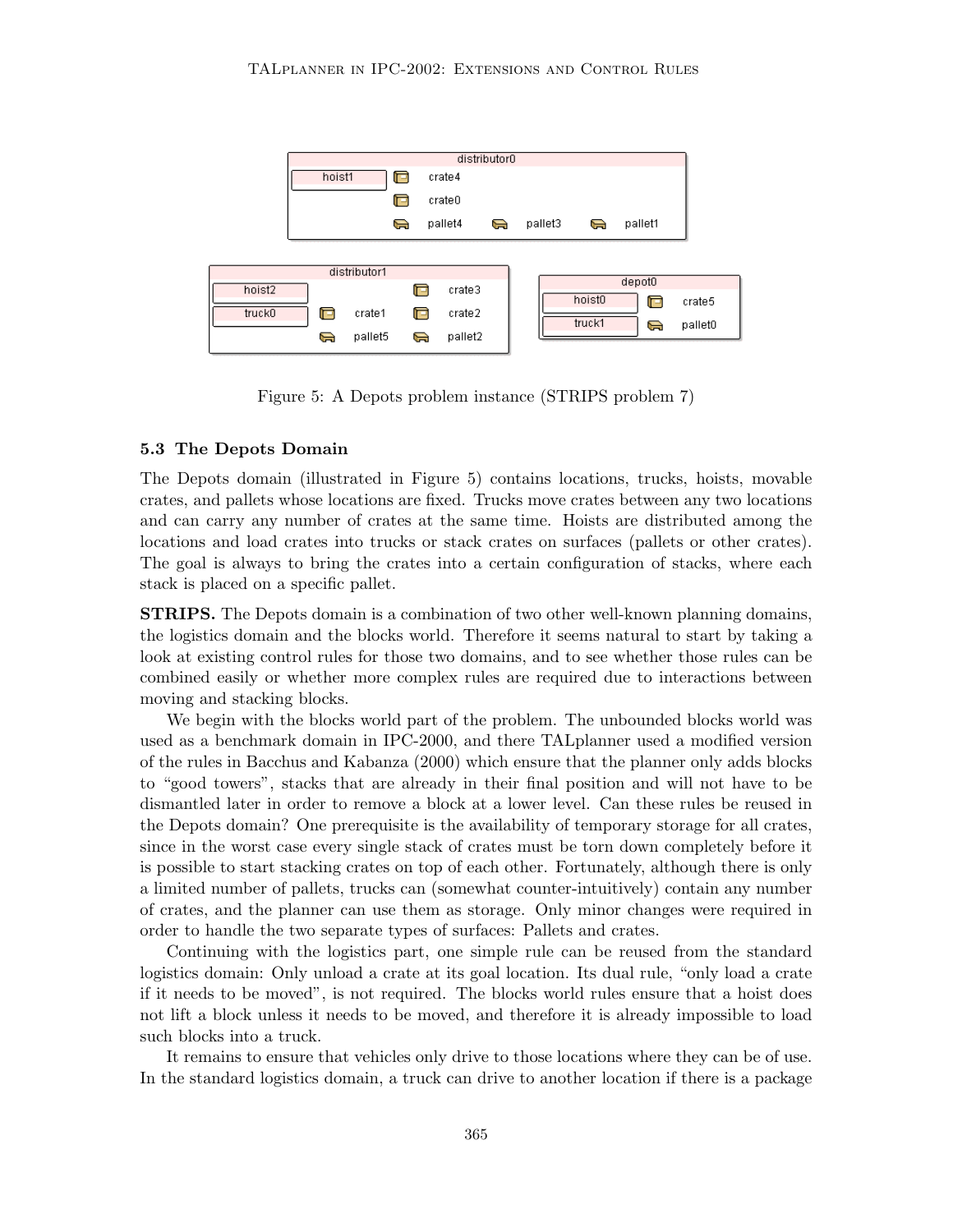Figure 5: A Depots problem instance (STRIPS problem 7)

### 5.3 The Depots Domain

The Depots domain (illustrated in Figure 5) contains locations, trucks, hoists, movable crates, and pallets whose locations are fixed. Trucks move crates between any two locations and can carry any number of crates at the same time. Hoists are distributed among the locations and load crates into trucks or stack crates on surfaces (pallets or other crates). The goal is always to bring the crates into a certain configuration of stacks, where each stack is placed on a specific pallet.

**STRIPS.** The Depots domain is a combination of two other well-known planning domains, the logistics domain and the blocks world. Therefore it seems natural to start by taking a look at existing control rules for those two domains, and to see whether those rules can be combined easily or whether more complex rules are required due to interactions between moving and stacking blocks.

We begin with the blocks world part of the problem. The unbounded blocks world was used as a benchmark domain in IPC-2000, and there TALplanner used a modified version of the rules in Bacchus and Kabanza (2000) which ensure that the planner only adds blocks to "good towers", stacks that are already in their final position and will not have to be dismantled later in order to remove a block at a lower level. Can these rules be reused in the Depots domain? One prerequisite is the availability of temporary storage for all crates, since in the worst case every single stack of crates must be torn down completely before it is possible to start stacking crates on top of each other. Fortunately, although there is only a limited number of pallets, trucks can (somewhat counter-intuitively) contain any number of crates, and the planner can use them as storage. Only minor changes were required in order to handle the two separate types of surfaces: Pallets and crates.

Continuing with the logistics part, one simple rule can be reused from the standard logistics domain: Only unload a crate at its goal location. Its dual rule, "only load a crate if it needs to be moved", is not required. The blocks world rules ensure that a hoist does not lift a block unless it needs to be moved, and therefore it is already impossible to load such blocks into a truck.

It remains to ensure that vehicles only drive to those locations where they can be of use. In the standard logistics domain, a truck can drive to another location if there is a package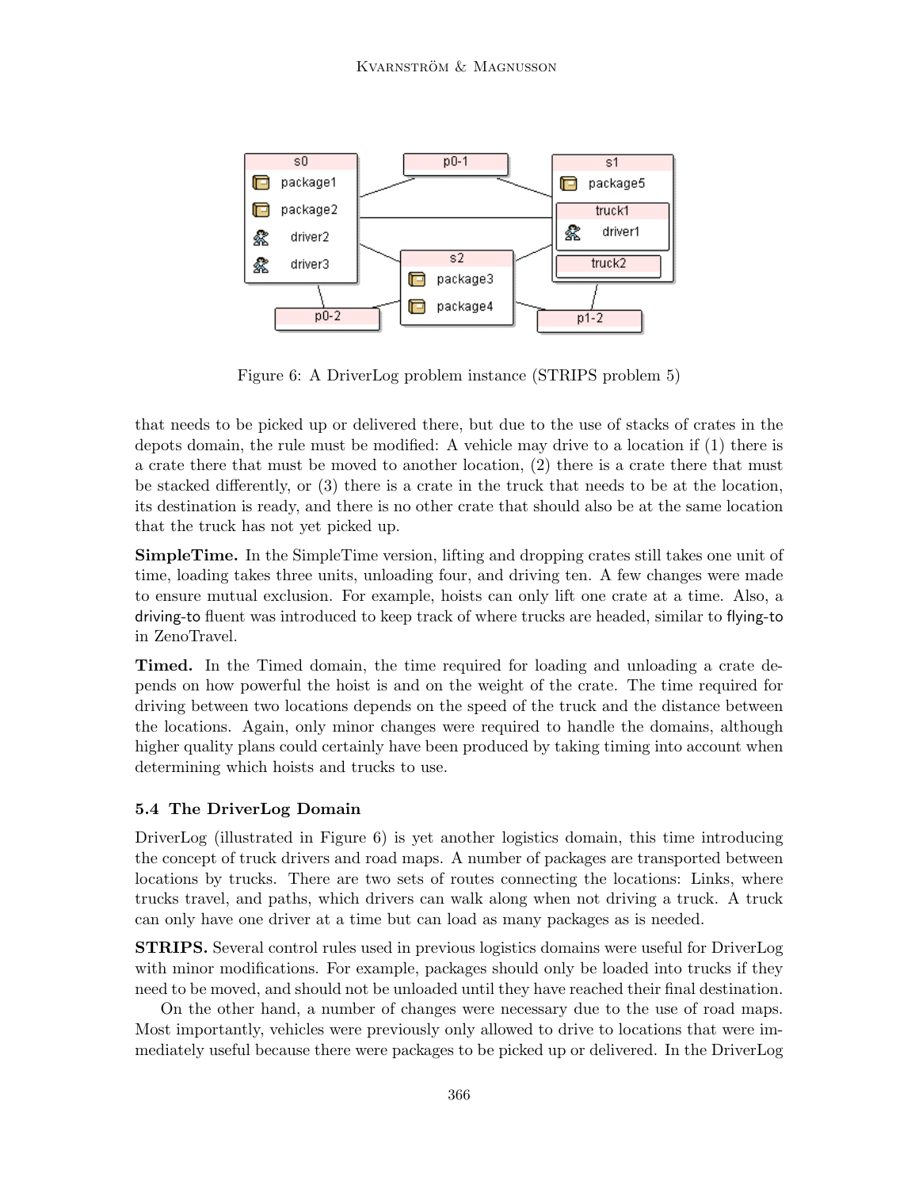Figure 6: A DriverLog problem instance (STRIPS problem 5)

that needs to be picked up or delivered there, but due to the use of stacks of crates in the depots domain, the rule must be modified: A vehicle may drive to a location if (1) there is a crate there that must be moved to another location, (2) there is a crate there that must be stacked differently, or (3) there is a crate in the truck that needs to be at the location, its destination is ready, and there is no other crate that should also be at the same location that the truck has not yet picked up.

**SimpleTime.** In the SimpleTime version, lifting and dropping crates still takes one unit of time, loading takes three units, unloading four, and driving ten. A few changes were made to ensure mutual exclusion. For example, hoists can only lift one crate at a time. Also, a driving-to fluent was introduced to keep track of where trucks are headed, similar to flying-to in ZenoTravel.

**Timed.** In the Timed domain, the time required for loading and unloading a crate depends on how powerful the hoist is and on the weight of the crate. The time required for driving between two locations depends on the speed of the truck and the distance between the locations. Again, only minor changes were required to handle the domains, although higher quality plans could certainly have been produced by taking timing into account when determining which hoists and trucks to use.

### 5.4 The DriverLog Domain

DriverLog (illustrated in Figure 6) is yet another logistics domain, this time introducing the concept of truck drivers and road maps. A number of packages are transported between locations by trucks. There are two sets of routes connecting the locations: Links, where trucks travel, and paths, which drivers can walk along when not driving a truck. A truck can only have one driver at a time but can load as many packages as is needed.

**STRIPS.** Several control rules used in previous logistics domains were useful for DriverLog with minor modifications. For example, packages should only be loaded into trucks if they need to be moved, and should not be unloaded until they have reached their final destination.

On the other hand, a number of changes were necessary due to the use of road maps. Most importantly, vehicles were previously only allowed to drive to locations that were immediately useful because there were packages to be picked up or delivered. In the DriverLog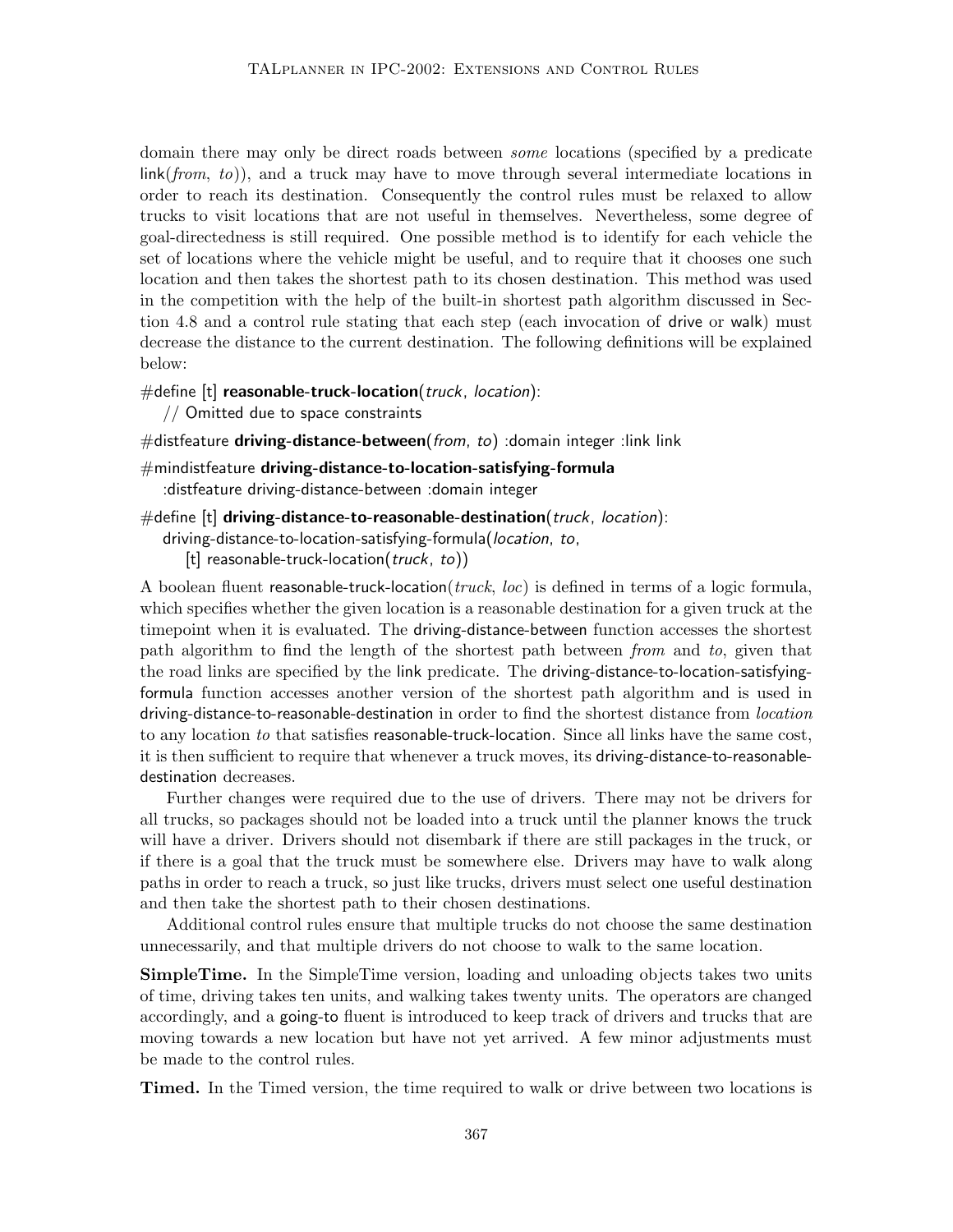domain there may only be direct roads between *some* locations (specified by a predicate link(*from*, *to*)), and a truck may have to move through several intermediate locations in order to reach its destination. Consequently the control rules must be relaxed to allow trucks to visit locations that are not useful in themselves. Nevertheless, some degree of goal-directedness is still required. One possible method is to identify for each vehicle the set of locations where the vehicle might be useful, and to require that it chooses one such location and then takes the shortest path to its chosen destination. This method was used in the competition with the help of the built-in shortest path algorithm discussed in Section 4.8 and a control rule stating that each step (each invocation of drive or walk) must decrease the distance to the current destination. The following definitions will be explained below:

```
#define [t] reasonable-truck-location(truck, location):
    // Omitted due to space constraints

#distfeature driving-distance-between(from, to) :domain integer :link link

#mindistfeature driving-distance-to-location-satisfying-formula
    :distfeature driving-distance-between :domain integer

#define [t] driving-distance-to-reasonable-destination(truck, location):
    driving-distance-to-location-satisfying-formula(location, to,
        [t] reasonable-truck-location(truck, to))
```

A boolean fluent reasonable-truck-location(*truck*, *loc*) is defined in terms of a logic formula, which specifies whether the given location is a reasonable destination for a given truck at the timepoint when it is evaluated. The driving-distance-between function accesses the shortest path algorithm to find the length of the shortest path between *from* and *to*, given that the road links are specified by the link predicate. The driving-distance-to-location-satisfying-formula function accesses another version of the shortest path algorithm and is used in driving-distance-to-reasonable-destination in order to find the shortest distance from *location* to any location *to* that satisfies reasonable-truck-location. Since all links have the same cost, it is then sufficient to require that whenever a truck moves, its driving-distance-to-reasonable-destination decreases.

Further changes were required due to the use of drivers. There may not be drivers for all trucks, so packages should not be loaded into a truck until the planner knows the truck will have a driver. Drivers should not disembark if there are still packages in the truck, or if there is a goal that the truck must be somewhere else. Drivers may have to walk along paths in order to reach a truck, so just like trucks, drivers must select one useful destination and then take the shortest path to their chosen destinations.

Additional control rules ensure that multiple trucks do not choose the same destination unnecessarily, and that multiple drivers do not choose to walk to the same location.

**SimpleTime.** In the SimpleTime version, loading and unloading objects takes two units of time, driving takes ten units, and walking takes twenty units. The operators are changed accordingly, and a going-to fluent is introduced to keep track of drivers and trucks that are moving towards a new location but have not yet arrived. A few minor adjustments must be made to the control rules.

**Timed.** In the Timed version, the time required to walk or drive between two locations is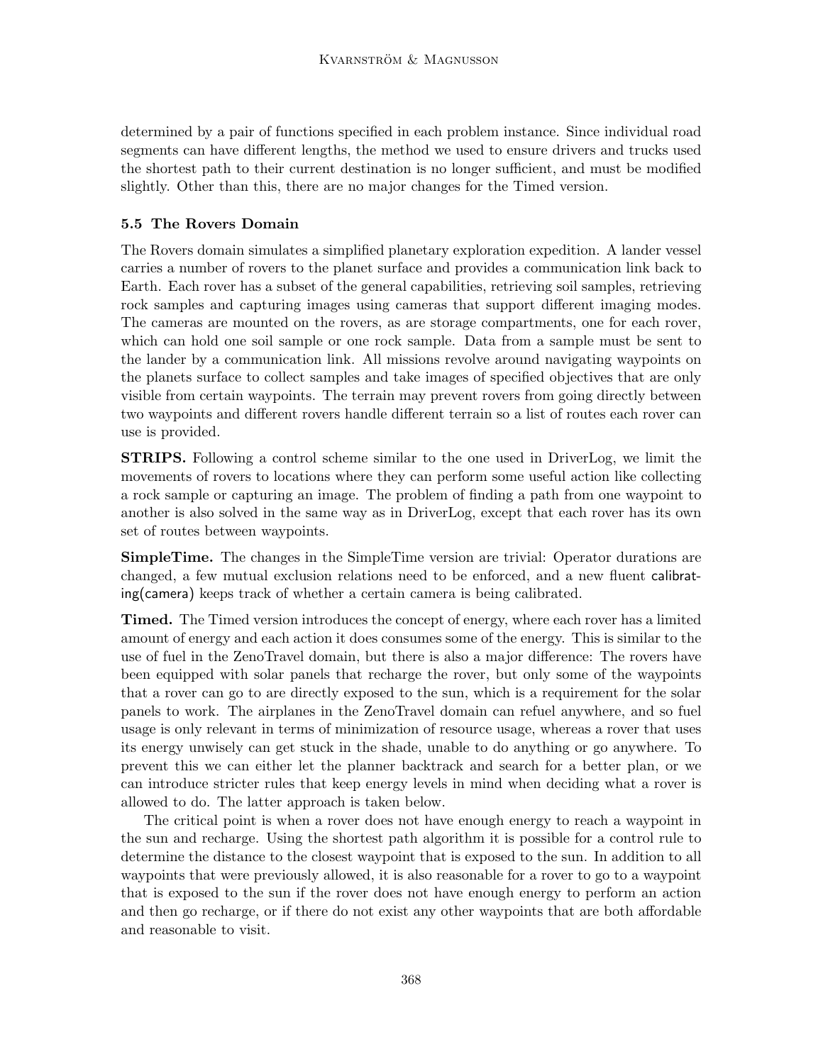determined by a pair of functions specified in each problem instance. Since individual road segments can have different lengths, the method we used to ensure drivers and trucks used the shortest path to their current destination is no longer sufficient, and must be modified slightly. Other than this, there are no major changes for the Timed version.

### 5.5 The Rovers Domain

The Rovers domain simulates a simplified planetary exploration expedition. A lander vessel carries a number of rovers to the planet surface and provides a communication link back to Earth. Each rover has a subset of the general capabilities, retrieving soil samples, retrieving rock samples and capturing images using cameras that support different imaging modes. The cameras are mounted on the rovers, as are storage compartments, one for each rover, which can hold one soil sample or one rock sample. Data from a sample must be sent to the lander by a communication link. All missions revolve around navigating waypoints on the planets surface to collect samples and take images of specified objectives that are only visible from certain waypoints. The terrain may prevent rovers from going directly between two waypoints and different rovers handle different terrain so a list of routes each rover can use is provided.

**STRIPS.** Following a control scheme similar to the one used in DriverLog, we limit the movements of rovers to locations where they can perform some useful action like collecting a rock sample or capturing an image. The problem of finding a path from one waypoint to another is also solved in the same way as in DriverLog, except that each rover has its own set of routes between waypoints.

**SimpleTime.** The changes in the SimpleTime version are trivial: Operator durations are changed, a few mutual exclusion relations need to be enforced, and a new fluent calibrating(camera) keeps track of whether a certain camera is being calibrated.

**Timed.** The Timed version introduces the concept of energy, where each rover has a limited amount of energy and each action it does consumes some of the energy. This is similar to the use of fuel in the ZenoTravel domain, but there is also a major difference: The rovers have been equipped with solar panels that recharge the rover, but only some of the waypoints that a rover can go to are directly exposed to the sun, which is a requirement for the solar panels to work. The airplanes in the ZenoTravel domain can refuel anywhere, and so fuel usage is only relevant in terms of minimization of resource usage, whereas a rover that uses its energy unwisely can get stuck in the shade, unable to do anything or go anywhere. To prevent this we can either let the planner backtrack and search for a better plan, or we can introduce stricter rules that keep energy levels in mind when deciding what a rover is allowed to do. The latter approach is taken below.

The critical point is when a rover does not have enough energy to reach a waypoint in the sun and recharge. Using the shortest path algorithm it is possible for a control rule to determine the distance to the closest waypoint that is exposed to the sun. In addition to all waypoints that were previously allowed, it is also reasonable for a rover to go to a waypoint that is exposed to the sun if the rover does not have enough energy to perform an action and then go recharge, or if there do not exist any other waypoints that are both affordable and reasonable to visit.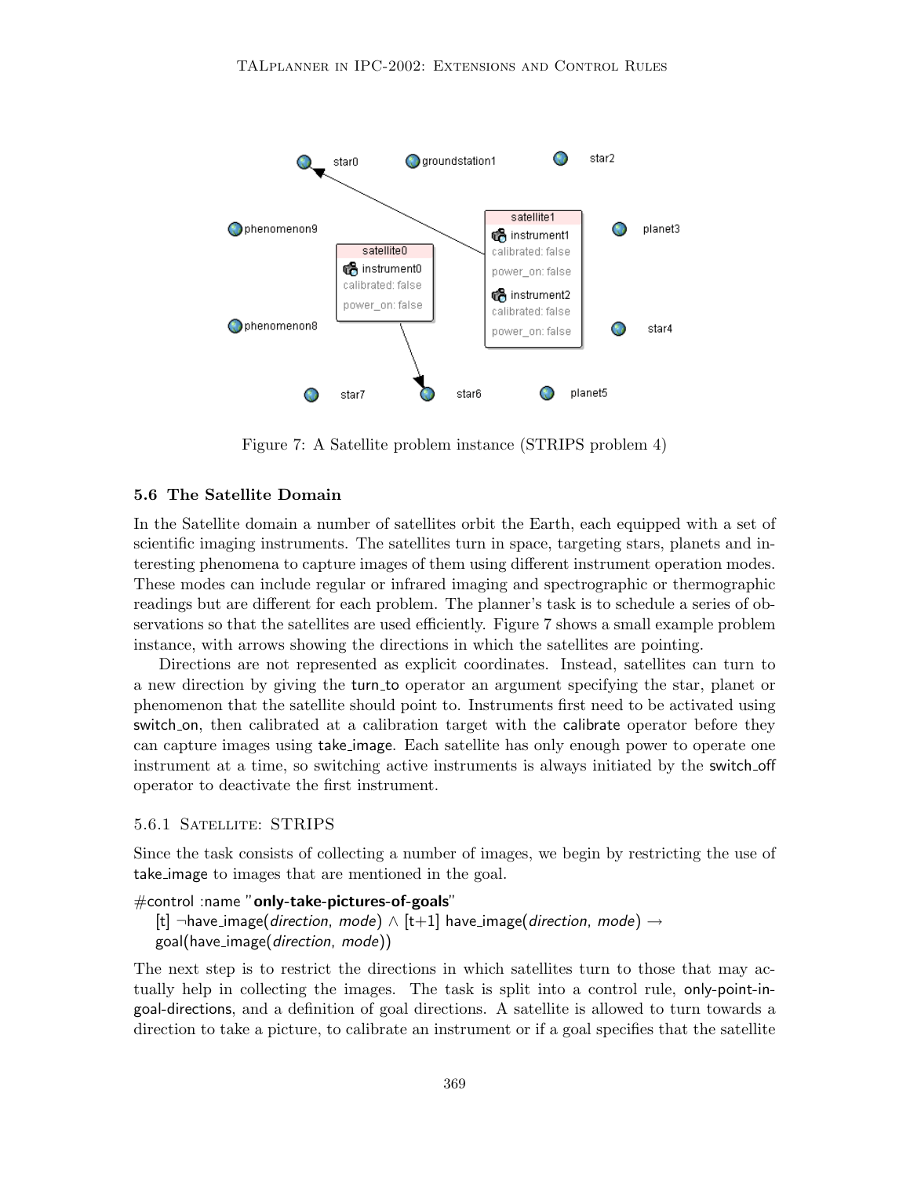Figure 7: A Satellite problem instance (STRIPS problem 4)

### 5.6 The Satellite Domain

In the Satellite domain a number of satellites orbit the Earth, each equipped with a set of scientific imaging instruments. The satellites turn in space, targeting stars, planets and interesting phenomena to capture images of them using different instrument operation modes. These modes can include regular or infrared imaging and spectrographic or thermographic readings but are different for each problem. The planner's task is to schedule a series of observations so that the satellites are used efficiently. Figure 7 shows a small example problem instance, with arrows showing the directions in which the satellites are pointing.

Directions are not represented as explicit coordinates. Instead, satellites can turn to a new direction by giving the turn_to operator an argument specifying the star, planet or phenomenon that the satellite should point to. Instruments first need to be activated using switch_on, then calibrated at a calibration target with the calibrate operator before they can capture images using take_image. Each satellite has only enough power to operate one instrument at a time, so switching active instruments is always initiated by the switch_off operator to deactivate the first instrument.

#### 5.6.1 Satellite: STRIPS

Since the task consists of collecting a number of images, we begin by restricting the use of take_image to images that are mentioned in the goal.

#control :name "**only-take-pictures-of-goals**"
  [t] ¬have_image(*direction*, *mode*) ∧ [t+1] have_image(*direction*, *mode*) →
  goal(have_image(*direction*, *mode*))

The next step is to restrict the directions in which satellites turn to those that may actually help in collecting the images. The task is split into a control rule, only-point-in-goal-directions, and a definition of goal directions. A satellite is allowed to turn towards a direction to take a picture, to calibrate an instrument or if a goal specifies that the satellite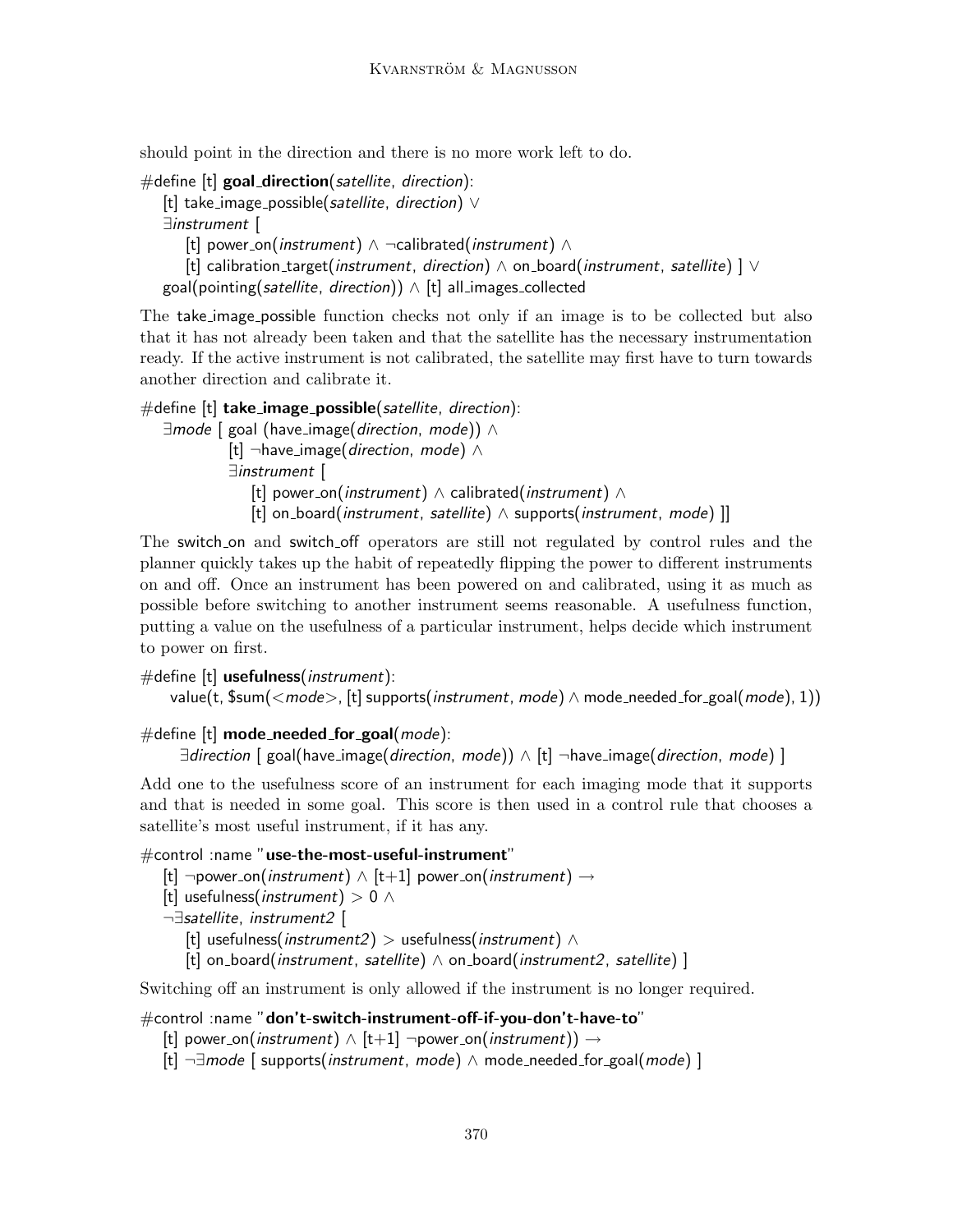should point in the direction and there is no more work left to do.

```
#define [t] goal_direction(satellite, direction):
   [t] take_image_possible(satellite, direction) ∨
   ∃instrument [
      [t] power_on(instrument) ∧ ¬calibrated(instrument) ∧
      [t] calibration_target(instrument, direction) ∧ on_board(instrument, satellite) ] ∨
   goal(pointing(satellite, direction)) ∧ [t] all_images_collected
```

The take_image_possible function checks not only if an image is to be collected but also that it has not already been taken and that the satellite has the necessary instrumentation ready. If the active instrument is not calibrated, the satellite may first have to turn towards another direction and calibrate it.

```
#define [t] take_image_possible(satellite, direction):
   ∃mode [ goal (have_image(direction, mode)) ∧
           [t] ¬have_image(direction, mode) ∧
           ∃instrument [
              [t] power_on(instrument) ∧ calibrated(instrument) ∧
              [t] on_board(instrument, satellite) ∧ supports(instrument, mode) ]]
```

The switch_on and switch_off operators are still not regulated by control rules and the planner quickly takes up the habit of repeatedly flipping the power to different instruments on and off. Once an instrument has been powered on and calibrated, using it as much as possible before switching to another instrument seems reasonable. A usefulness function, putting a value on the usefulness of a particular instrument, helps decide which instrument to power on first.

```
#define [t] usefulness(instrument):
    value(t, $sum(<mode>, [t] supports(instrument, mode) ∧ mode_needed_for_goal(mode), 1))

#define [t] mode_needed_for_goal(mode):
    ∃direction [ goal(have_image(direction, mode)) ∧ [t] ¬have_image(direction, mode) ]
```

Add one to the usefulness score of an instrument for each imaging mode that it supports and that is needed in some goal. This score is then used in a control rule that chooses a satellite's most useful instrument, if it has any.

```
#control :name "use-the-most-useful-instrument"
   [t] ¬power_on(instrument) ∧ [t+1] power_on(instrument) →
   [t] usefulness(instrument) > 0 ∧
   ¬∃satellite, instrument2 [
      [t] usefulness(instrument2) > usefulness(instrument) ∧
      [t] on_board(instrument, satellite) ∧ on_board(instrument2, satellite) ]
```

Switching off an instrument is only allowed if the instrument is no longer required.

```
#control :name "don't-switch-instrument-off-if-you-don't-have-to"
   [t] power_on(instrument) ∧ [t+1] ¬power_on(instrument)) →
   [t] ¬∃mode [ supports(instrument, mode) ∧ mode_needed_for_goal(mode) ]
```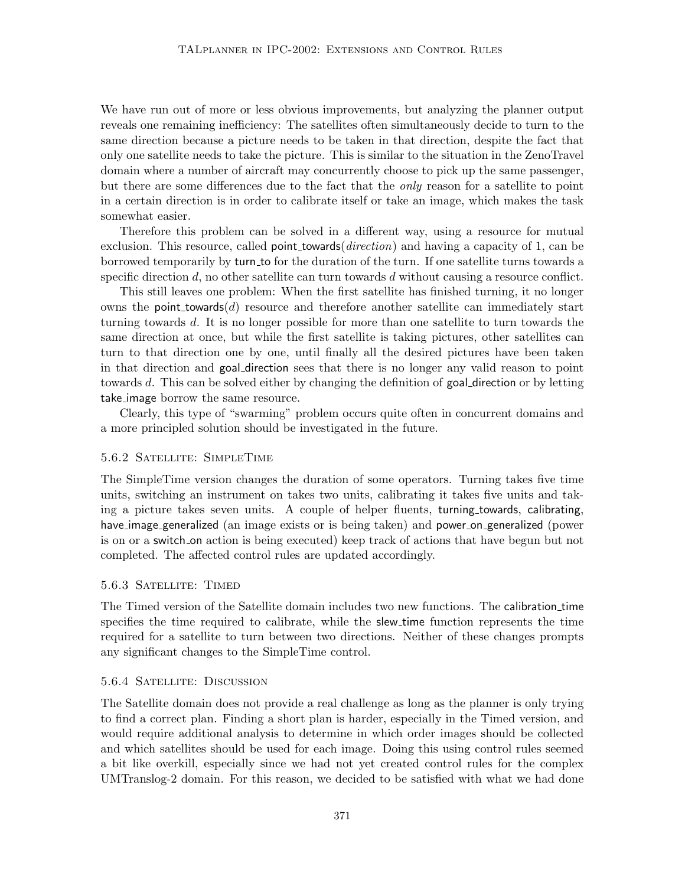We have run out of more or less obvious improvements, but analyzing the planner output reveals one remaining inefficiency: The satellites often simultaneously decide to turn to the same direction because a picture needs to be taken in that direction, despite the fact that only one satellite needs to take the picture. This is similar to the situation in the ZenoTravel domain where a number of aircraft may concurrently choose to pick up the same passenger, but there are some differences due to the fact that the *only* reason for a satellite to point in a certain direction is in order to calibrate itself or take an image, which makes the task somewhat easier.

Therefore this problem can be solved in a different way, using a resource for mutual exclusion. This resource, called point_towards(*direction*) and having a capacity of 1, can be borrowed temporarily by turn_to for the duration of the turn. If one satellite turns towards a specific direction $d$, no other satellite can turn towards $d$ without causing a resource conflict.

This still leaves one problem: When the first satellite has finished turning, it no longer owns the point_towards($d$) resource and therefore another satellite can immediately start turning towards $d$. It is no longer possible for more than one satellite to turn towards the same direction at once, but while the first satellite is taking pictures, other satellites can turn to that direction one by one, until finally all the desired pictures have been taken in that direction and goal_direction sees that there is no longer any valid reason to point towards $d$. This can be solved either by changing the definition of goal_direction or by letting take_image borrow the same resource.

Clearly, this type of "swarming" problem occurs quite often in concurrent domains and a more principled solution should be investigated in the future.

#### 5.6.2 Satellite: SimpleTime

The SimpleTime version changes the duration of some operators. Turning takes five time units, switching an instrument on takes two units, calibrating it takes five units and taking a picture takes seven units. A couple of helper fluents, turning_towards, calibrating, have_image_generalized (an image exists or is being taken) and power_on_generalized (power is on or a switch_on action is being executed) keep track of actions that have begun but not completed. The affected control rules are updated accordingly.

#### 5.6.3 Satellite: Timed

The Timed version of the Satellite domain includes two new functions. The calibration_time specifies the time required to calibrate, while the slew_time function represents the time required for a satellite to turn between two directions. Neither of these changes prompts any significant changes to the SimpleTime control.

#### 5.6.4 Satellite: Discussion

The Satellite domain does not provide a real challenge as long as the planner is only trying to find a correct plan. Finding a short plan is harder, especially in the Timed version, and would require additional analysis to determine in which order images should be collected and which satellites should be used for each image. Doing this using control rules seemed a bit like overkill, especially since we had not yet created control rules for the complex UMTranslog-2 domain. For this reason, we decided to be satisfied with what we had done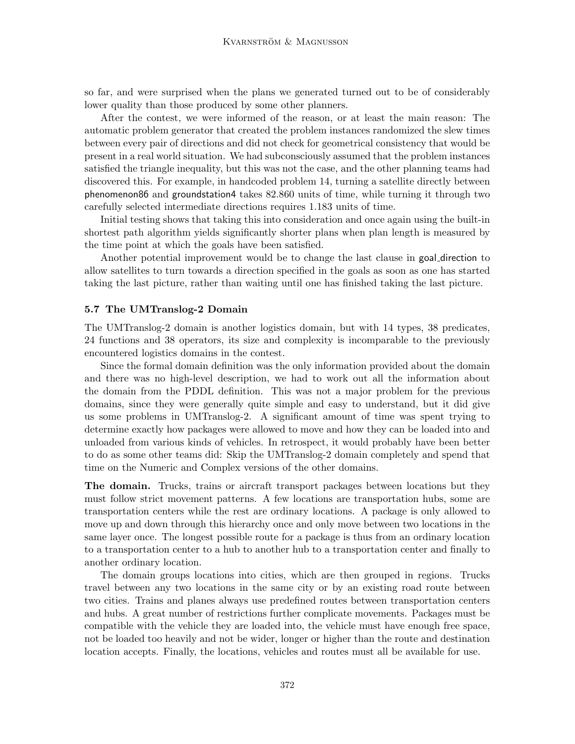so far, and were surprised when the plans we generated turned out to be of considerably lower quality than those produced by some other planners.

After the contest, we were informed of the reason, or at least the main reason: The automatic problem generator that created the problem instances randomized the slew times between every pair of directions and did not check for geometrical consistency that would be present in a real world situation. We had subconsciously assumed that the problem instances satisfied the triangle inequality, but this was not the case, and the other planning teams had discovered this. For example, in handcoded problem 14, turning a satellite directly between phenomenon86 and groundstation4 takes 82.860 units of time, while turning it through two carefully selected intermediate directions requires 1.183 units of time.

Initial testing shows that taking this into consideration and once again using the built-in shortest path algorithm yields significantly shorter plans when plan length is measured by the time point at which the goals have been satisfied.

Another potential improvement would be to change the last clause in goal_direction to allow satellites to turn towards a direction specified in the goals as soon as one has started taking the last picture, rather than waiting until one has finished taking the last picture.

### 5.7 The UMTranslog-2 Domain

The UMTranslog-2 domain is another logistics domain, but with 14 types, 38 predicates, 24 functions and 38 operators, its size and complexity is incomparable to the previously encountered logistics domains in the contest.

Since the formal domain definition was the only information provided about the domain and there was no high-level description, we had to work out all the information about the domain from the PDDL definition. This was not a major problem for the previous domains, since they were generally quite simple and easy to understand, but it did give us some problems in UMTranslog-2. A significant amount of time was spent trying to determine exactly how packages were allowed to move and how they can be loaded into and unloaded from various kinds of vehicles. In retrospect, it would probably have been better to do as some other teams did: Skip the UMTranslog-2 domain completely and spend that time on the Numeric and Complex versions of the other domains.

**The domain.** Trucks, trains or aircraft transport packages between locations but they must follow strict movement patterns. A few locations are transportation hubs, some are transportation centers while the rest are ordinary locations. A package is only allowed to move up and down through this hierarchy once and only move between two locations in the same layer once. The longest possible route for a package is thus from an ordinary location to a transportation center to a hub to another hub to a transportation center and finally to another ordinary location.

The domain groups locations into cities, which are then grouped in regions. Trucks travel between any two locations in the same city or by an existing road route between two cities. Trains and planes always use predefined routes between transportation centers and hubs. A great number of restrictions further complicate movements. Packages must be compatible with the vehicle they are loaded into, the vehicle must have enough free space, not be loaded too heavily and not be wider, longer or higher than the route and destination location accepts. Finally, the locations, vehicles and routes must all be available for use.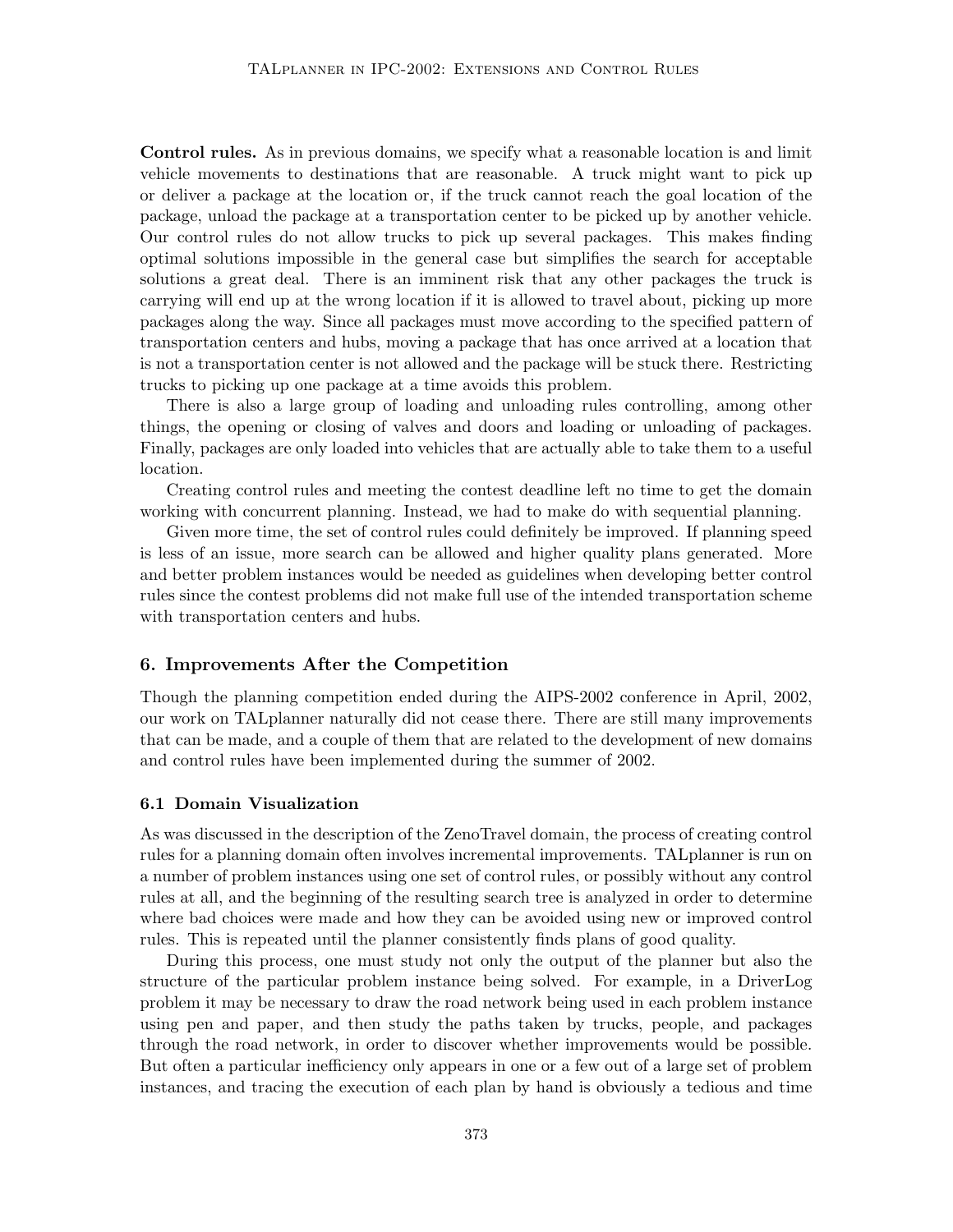**Control rules.** As in previous domains, we specify what a reasonable location is and limit vehicle movements to destinations that are reasonable. A truck might want to pick up or deliver a package at the location or, if the truck cannot reach the goal location of the package, unload the package at a transportation center to be picked up by another vehicle. Our control rules do not allow trucks to pick up several packages. This makes finding optimal solutions impossible in the general case but simplifies the search for acceptable solutions a great deal. There is an imminent risk that any other packages the truck is carrying will end up at the wrong location if it is allowed to travel about, picking up more packages along the way. Since all packages must move according to the specified pattern of transportation centers and hubs, moving a package that has once arrived at a location that is not a transportation center is not allowed and the package will be stuck there. Restricting trucks to picking up one package at a time avoids this problem.

There is also a large group of loading and unloading rules controlling, among other things, the opening or closing of valves and doors and loading or unloading of packages. Finally, packages are only loaded into vehicles that are actually able to take them to a useful location.

Creating control rules and meeting the contest deadline left no time to get the domain working with concurrent planning. Instead, we had to make do with sequential planning.

Given more time, the set of control rules could definitely be improved. If planning speed is less of an issue, more search can be allowed and higher quality plans generated. More and better problem instances would be needed as guidelines when developing better control rules since the contest problems did not make full use of the intended transportation scheme with transportation centers and hubs.

## 6. Improvements After the Competition

Though the planning competition ended during the AIPS-2002 conference in April, 2002, our work on TALplanner naturally did not cease there. There are still many improvements that can be made, and a couple of them that are related to the development of new domains and control rules have been implemented during the summer of 2002.

### 6.1 Domain Visualization

As was discussed in the description of the ZenoTravel domain, the process of creating control rules for a planning domain often involves incremental improvements. TALplanner is run on a number of problem instances using one set of control rules, or possibly without any control rules at all, and the beginning of the resulting search tree is analyzed in order to determine where bad choices were made and how they can be avoided using new or improved control rules. This is repeated until the planner consistently finds plans of good quality.

During this process, one must study not only the output of the planner but also the structure of the particular problem instance being solved. For example, in a DriverLog problem it may be necessary to draw the road network being used in each problem instance using pen and paper, and then study the paths taken by trucks, people, and packages through the road network, in order to discover whether improvements would be possible. But often a particular inefficiency only appears in one or a few out of a large set of problem instances, and tracing the execution of each plan by hand is obviously a tedious and time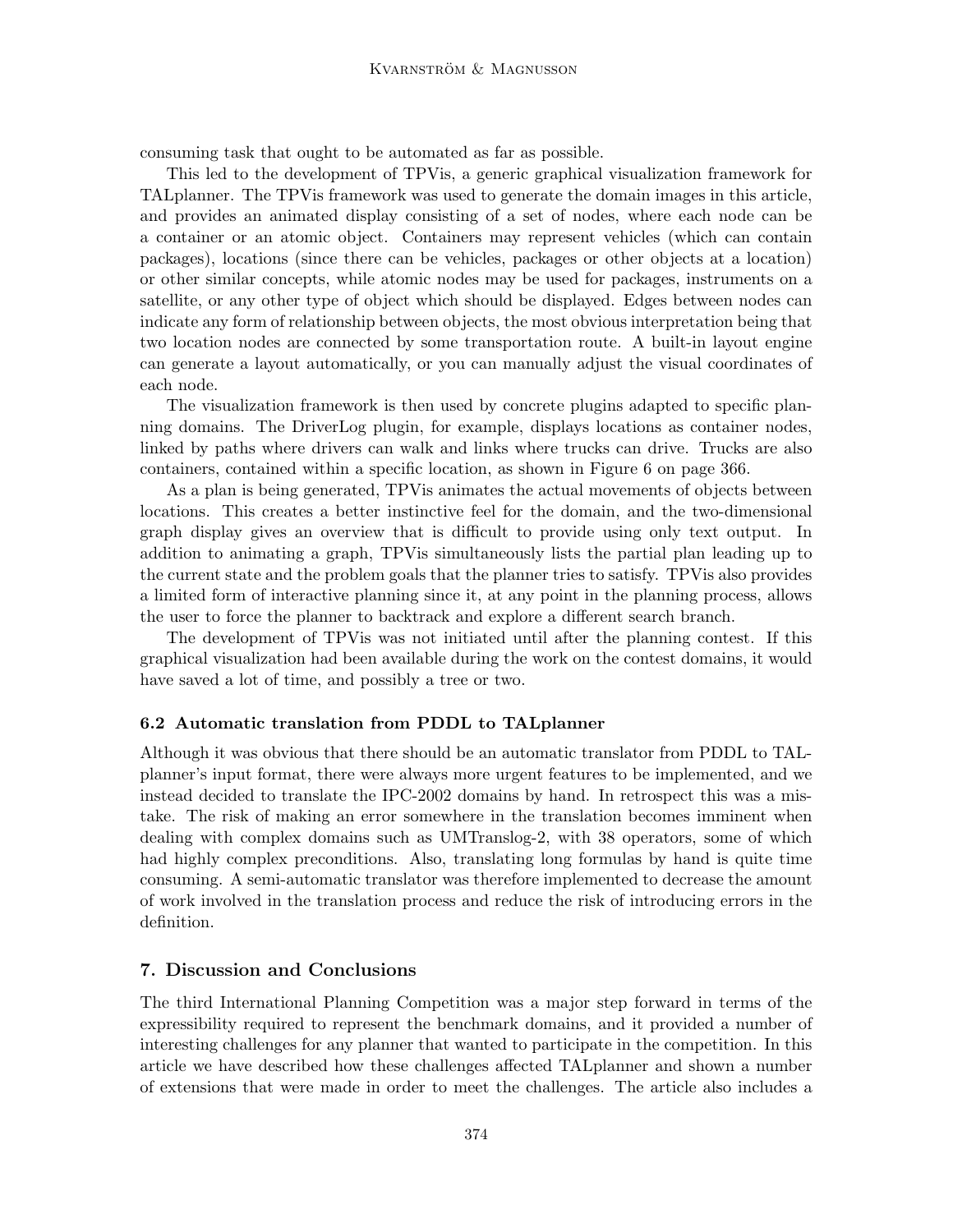consuming task that ought to be automated as far as possible.

This led to the development of TPVis, a generic graphical visualization framework for TALplanner. The TPVis framework was used to generate the domain images in this article, and provides an animated display consisting of a set of nodes, where each node can be a container or an atomic object. Containers may represent vehicles (which can contain packages), locations (since there can be vehicles, packages or other objects at a location) or other similar concepts, while atomic nodes may be used for packages, instruments on a satellite, or any other type of object which should be displayed. Edges between nodes can indicate any form of relationship between objects, the most obvious interpretation being that two location nodes are connected by some transportation route. A built-in layout engine can generate a layout automatically, or you can manually adjust the visual coordinates of each node.

The visualization framework is then used by concrete plugins adapted to specific planning domains. The DriverLog plugin, for example, displays locations as container nodes, linked by paths where drivers can walk and links where trucks can drive. Trucks are also containers, contained within a specific location, as shown in Figure 6 on page 366.

As a plan is being generated, TPVis animates the actual movements of objects between locations. This creates a better instinctive feel for the domain, and the two-dimensional graph display gives an overview that is difficult to provide using only text output. In addition to animating a graph, TPVis simultaneously lists the partial plan leading up to the current state and the problem goals that the planner tries to satisfy. TPVis also provides a limited form of interactive planning since it, at any point in the planning process, allows the user to force the planner to backtrack and explore a different search branch.

The development of TPVis was not initiated until after the planning contest. If this graphical visualization had been available during the work on the contest domains, it would have saved a lot of time, and possibly a tree or two.

### 6.2 Automatic translation from PDDL to TALplanner

Although it was obvious that there should be an automatic translator from PDDL to TALplanner's input format, there were always more urgent features to be implemented, and we instead decided to translate the IPC-2002 domains by hand. In retrospect this was a mistake. The risk of making an error somewhere in the translation becomes imminent when dealing with complex domains such as UMTranslog-2, with 38 operators, some of which had highly complex preconditions. Also, translating long formulas by hand is quite time consuming. A semi-automatic translator was therefore implemented to decrease the amount of work involved in the translation process and reduce the risk of introducing errors in the definition.

## 7. Discussion and Conclusions

The third International Planning Competition was a major step forward in terms of the expressibility required to represent the benchmark domains, and it provided a number of interesting challenges for any planner that wanted to participate in the competition. In this article we have described how these challenges affected TALplanner and shown a number of extensions that were made in order to meet the challenges. The article also includes a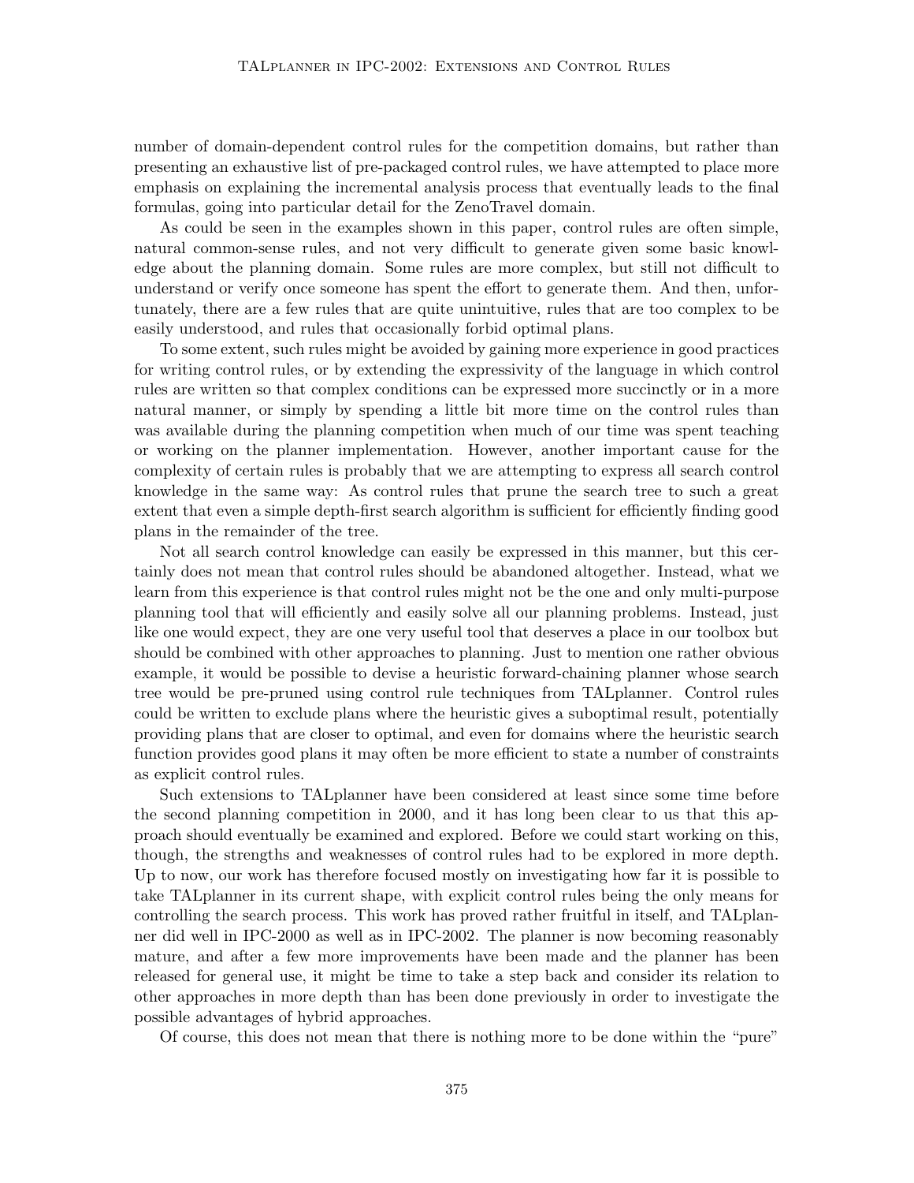number of domain-dependent control rules for the competition domains, but rather than presenting an exhaustive list of pre-packaged control rules, we have attempted to place more emphasis on explaining the incremental analysis process that eventually leads to the final formulas, going into particular detail for the ZenoTravel domain.

As could be seen in the examples shown in this paper, control rules are often simple, natural common-sense rules, and not very difficult to generate given some basic knowledge about the planning domain. Some rules are more complex, but still not difficult to understand or verify once someone has spent the effort to generate them. And then, unfortunately, there are a few rules that are quite unintuitive, rules that are too complex to be easily understood, and rules that occasionally forbid optimal plans.

To some extent, such rules might be avoided by gaining more experience in good practices for writing control rules, or by extending the expressivity of the language in which control rules are written so that complex conditions can be expressed more succinctly or in a more natural manner, or simply by spending a little bit more time on the control rules than was available during the planning competition when much of our time was spent teaching or working on the planner implementation. However, another important cause for the complexity of certain rules is probably that we are attempting to express all search control knowledge in the same way: As control rules that prune the search tree to such a great extent that even a simple depth-first search algorithm is sufficient for efficiently finding good plans in the remainder of the tree.

Not all search control knowledge can easily be expressed in this manner, but this certainly does not mean that control rules should be abandoned altogether. Instead, what we learn from this experience is that control rules might not be the one and only multi-purpose planning tool that will efficiently and easily solve all our planning problems. Instead, just like one would expect, they are one very useful tool that deserves a place in our toolbox but should be combined with other approaches to planning. Just to mention one rather obvious example, it would be possible to devise a heuristic forward-chaining planner whose search tree would be pre-pruned using control rule techniques from TALplanner. Control rules could be written to exclude plans where the heuristic gives a suboptimal result, potentially providing plans that are closer to optimal, and even for domains where the heuristic search function provides good plans it may often be more efficient to state a number of constraints as explicit control rules.

Such extensions to TALplanner have been considered at least since some time before the second planning competition in 2000, and it has long been clear to us that this approach should eventually be examined and explored. Before we could start working on this, though, the strengths and weaknesses of control rules had to be explored in more depth. Up to now, our work has therefore focused mostly on investigating how far it is possible to take TALplanner in its current shape, with explicit control rules being the only means for controlling the search process. This work has proved rather fruitful in itself, and TALplanner did well in IPC-2000 as well as in IPC-2002. The planner is now becoming reasonably mature, and after a few more improvements have been made and the planner has been released for general use, it might be time to take a step back and consider its relation to other approaches in more depth than has been done previously in order to investigate the possible advantages of hybrid approaches.

Of course, this does not mean that there is nothing more to be done within the "pure"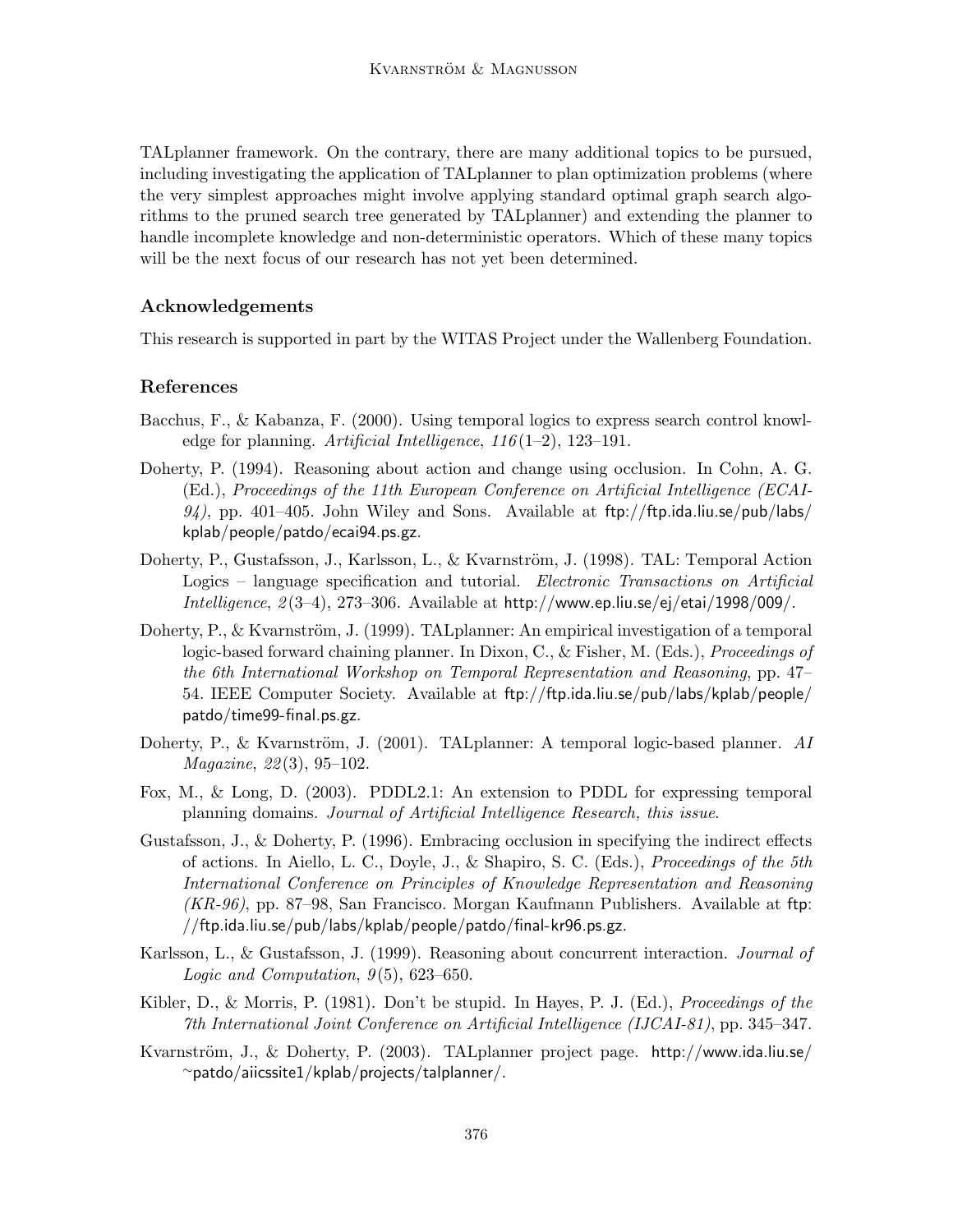TALplanner framework. On the contrary, there are many additional topics to be pursued, including investigating the application of TALplanner to plan optimization problems (where the very simplest approaches might involve applying standard optimal graph search algorithms to the pruned search tree generated by TALplanner) and extending the planner to handle incomplete knowledge and non-deterministic operators. Which of these many topics will be the next focus of our research has not yet been determined.

## Acknowledgements

This research is supported in part by the WITAS Project under the Wallenberg Foundation.

## References

Bacchus, F., & Kabanza, F. (2000). Using temporal logics to express search control knowledge for planning. *Artificial Intelligence*, *116*(1–2), 123–191.

Doherty, P. (1994). Reasoning about action and change using occlusion. In Cohn, A. G. (Ed.), *Proceedings of the 11th European Conference on Artificial Intelligence (ECAI-94)*, pp. 401–405. John Wiley and Sons. Available at ftp://ftp.ida.liu.se/pub/labs/kplab/people/patdo/ecai94.ps.gz.

Doherty, P., Gustafsson, J., Karlsson, L., & Kvarnström, J. (1998). TAL: Temporal Action Logics – language specification and tutorial. *Electronic Transactions on Artificial Intelligence*, *2*(3–4), 273–306. Available at http://www.ep.liu.se/ej/etai/1998/009/.

Doherty, P., & Kvarnström, J. (1999). TALplanner: An empirical investigation of a temporal logic-based forward chaining planner. In Dixon, C., & Fisher, M. (Eds.), *Proceedings of the 6th International Workshop on Temporal Representation and Reasoning*, pp. 47–54. IEEE Computer Society. Available at ftp://ftp.ida.liu.se/pub/labs/kplab/people/patdo/time99-final.ps.gz.

Doherty, P., & Kvarnström, J. (2001). TALplanner: A temporal logic-based planner. *AI Magazine*, *22*(3), 95–102.

Fox, M., & Long, D. (2003). PDDL2.1: An extension to PDDL for expressing temporal planning domains. *Journal of Artificial Intelligence Research, this issue*.

Gustafsson, J., & Doherty, P. (1996). Embracing occlusion in specifying the indirect effects of actions. In Aiello, L. C., Doyle, J., & Shapiro, S. C. (Eds.), *Proceedings of the 5th International Conference on Principles of Knowledge Representation and Reasoning (KR-96)*, pp. 87–98, San Francisco. Morgan Kaufmann Publishers. Available at ftp://ftp.ida.liu.se/pub/labs/kplab/people/patdo/final-kr96.ps.gz.

Karlsson, L., & Gustafsson, J. (1999). Reasoning about concurrent interaction. *Journal of Logic and Computation*, *9*(5), 623–650.

Kibler, D., & Morris, P. (1981). Don't be stupid. In Hayes, P. J. (Ed.), *Proceedings of the 7th International Joint Conference on Artificial Intelligence (IJCAI-81)*, pp. 345–347.

Kvarnström, J., & Doherty, P. (2003). TALplanner project page. http://www.ida.liu.se/~patdo/aiicssite1/kplab/projects/talplanner/.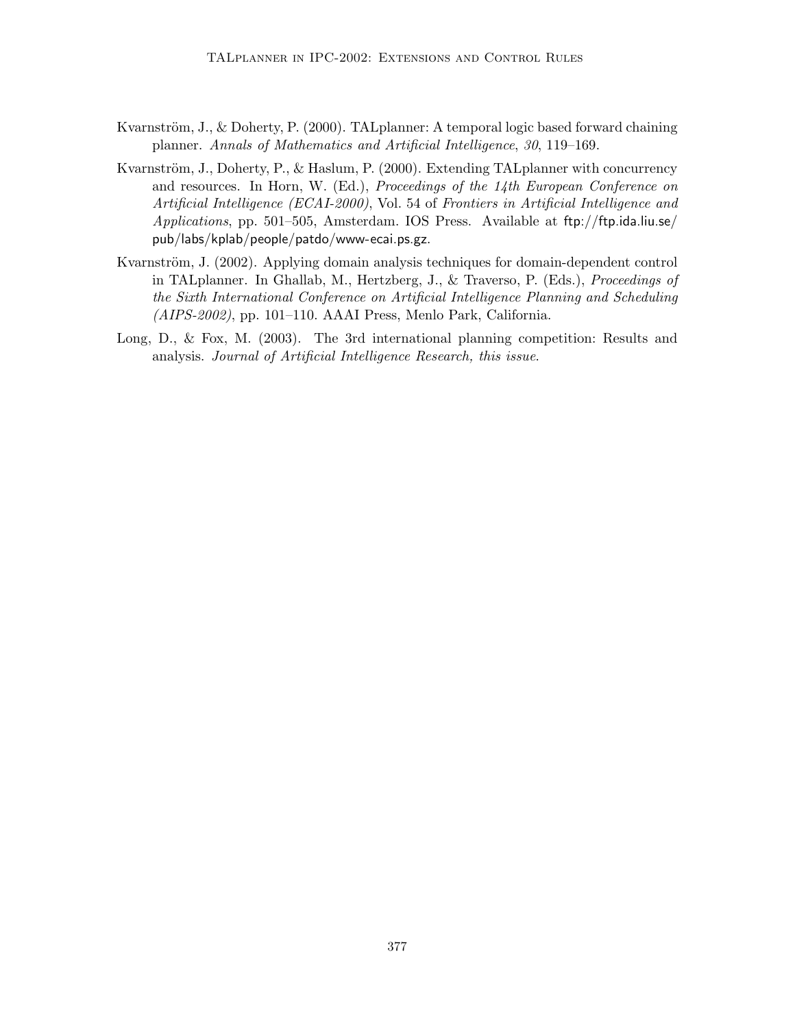Kvarnström, J., & Doherty, P. (2000). TALplanner: A temporal logic based forward chaining planner. *Annals of Mathematics and Artificial Intelligence*, *30*, 119–169.

Kvarnström, J., Doherty, P., & Haslum, P. (2000). Extending TALplanner with concurrency and resources. In Horn, W. (Ed.), *Proceedings of the 14th European Conference on Artificial Intelligence (ECAI-2000)*, Vol. 54 of *Frontiers in Artificial Intelligence and Applications*, pp. 501–505, Amsterdam. IOS Press. Available at ftp://ftp.ida.liu.se/pub/labs/kplab/people/patdo/www-ecai.ps.gz.

Kvarnström, J. (2002). Applying domain analysis techniques for domain-dependent control in TALplanner. In Ghallab, M., Hertzberg, J., & Traverso, P. (Eds.), *Proceedings of the Sixth International Conference on Artificial Intelligence Planning and Scheduling (AIPS-2002)*, pp. 101–110. AAAI Press, Menlo Park, California.

Long, D., & Fox, M. (2003). The 3rd international planning competition: Results and analysis. *Journal of Artificial Intelligence Research, this issue*.